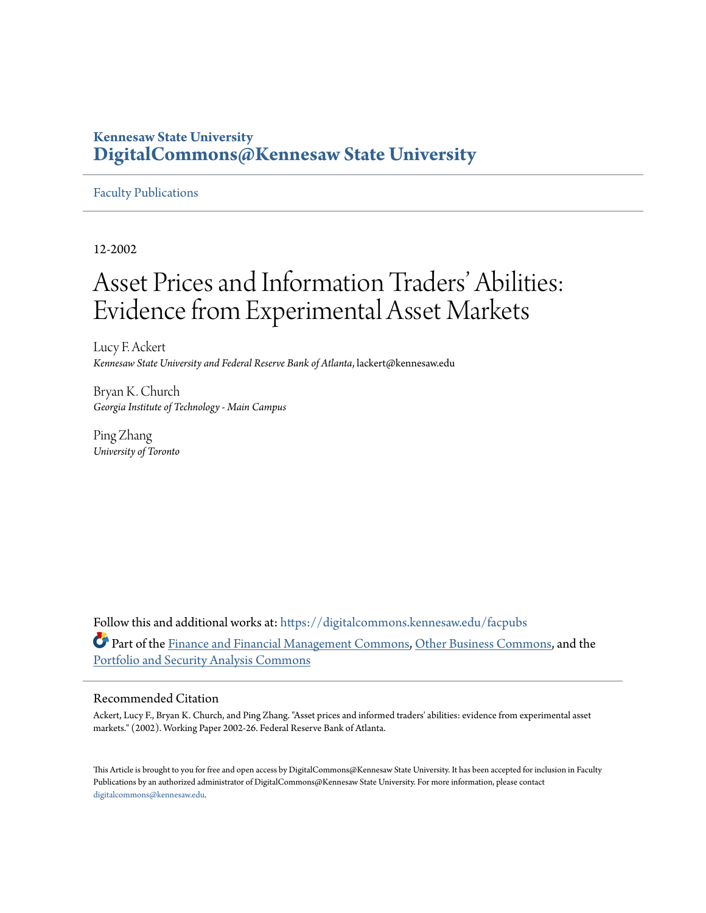**Kennesaw State University**
**DigitalCommons@Kennesaw State University**

Faculty Publications

12-2002

# Asset Prices and Information Traders' Abilities: Evidence from Experimental Asset Markets

Lucy F. Ackert
*Kennesaw State University and Federal Reserve Bank of Atlanta*, lackert@kennesaw.edu

Bryan K. Church
*Georgia Institute of Technology - Main Campus*

Ping Zhang
*University of Toronto*

Follow this and additional works at: https://digitalcommons.kennesaw.edu/facpubs

Part of the Finance and Financial Management Commons, Other Business Commons, and the Portfolio and Security Analysis Commons

## Recommended Citation

Ackert, Lucy F., Bryan K. Church, and Ping Zhang. "Asset prices and informed traders' abilities: evidence from experimental asset markets." (2002). Working Paper 2002-26. Federal Reserve Bank of Atlanta.

This Article is brought to you for free and open access by DigitalCommons@Kennesaw State University. It has been accepted for inclusion in Faculty Publications by an authorized administrator of DigitalCommons@Kennesaw State University. For more information, please contact digitalcommons@kennesaw.edu.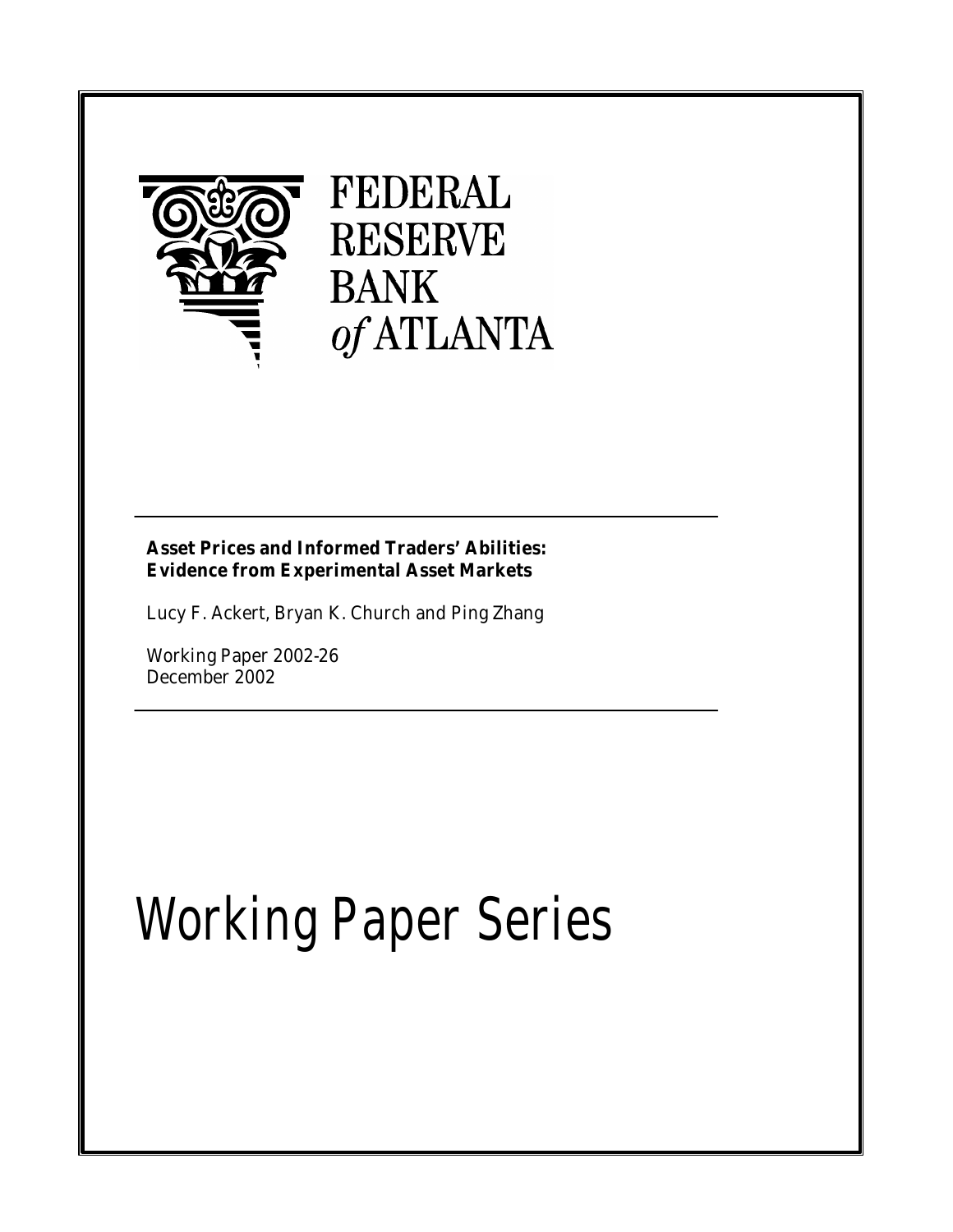FEDERAL RESERVE BANK of ATLANTA

**Asset Prices and Informed Traders' Abilities: Evidence from Experimental Asset Markets**

Lucy F. Ackert, Bryan K. Church and Ping Zhang

Working Paper 2002-26
December 2002

# Working Paper Series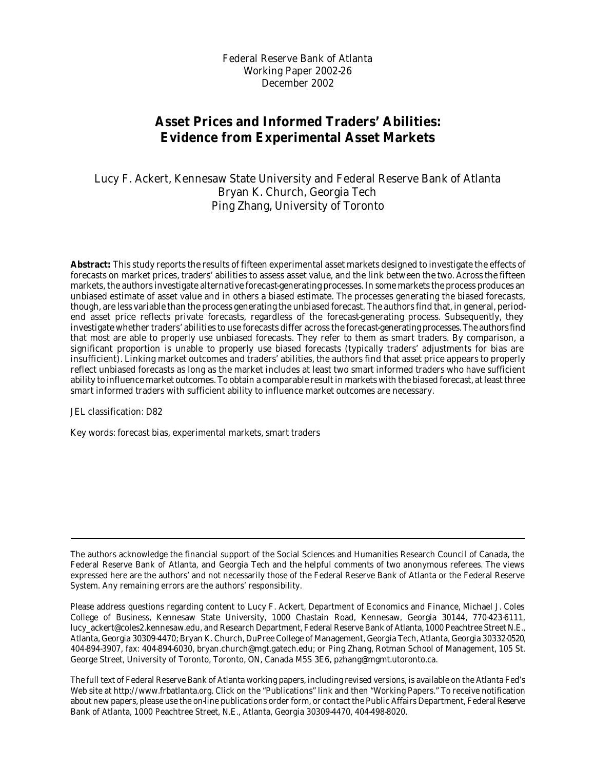Federal Reserve Bank of Atlanta
Working Paper 2002-26
December 2002

# Asset Prices and Informed Traders' Abilities: Evidence from Experimental Asset Markets

Lucy F. Ackert, Kennesaw State University and Federal Reserve Bank of Atlanta
Bryan K. Church, Georgia Tech
Ping Zhang, University of Toronto

**Abstract:** This study reports the results of fifteen experimental asset markets designed to investigate the effects of forecasts on market prices, traders' abilities to assess asset value, and the link between the two. Across the fifteen markets, the authors investigate alternative forecast-generating processes. In some markets the process produces an unbiased estimate of asset value and in others a biased estimate. The processes generating the biased forecasts, though, are less variable than the process generating the unbiased forecast. The authors find that, in general, period-end asset price reflects private forecasts, regardless of the forecast-generating process. Subsequently, they investigate whether traders' abilities to use forecasts differ across the forecast-generating processes. The authors find that most are able to properly use unbiased forecasts. They refer to them as smart traders. By comparison, a significant proportion is unable to properly use biased forecasts (typically traders' adjustments for bias are insufficient). Linking market outcomes and traders' abilities, the authors find that asset price appears to properly reflect unbiased forecasts as long as the market includes at least two smart informed traders who have sufficient ability to influence market outcomes. To obtain a comparable result in markets with the biased forecast, at least three smart informed traders with sufficient ability to influence market outcomes are necessary.

JEL classification: D82

Key words: forecast bias, experimental markets, smart traders

---

The authors acknowledge the financial support of the Social Sciences and Humanities Research Council of Canada, the Federal Reserve Bank of Atlanta, and Georgia Tech and the helpful comments of two anonymous referees. The views expressed here are the authors' and not necessarily those of the Federal Reserve Bank of Atlanta or the Federal Reserve System. Any remaining errors are the authors' responsibility.

Please address questions regarding content to Lucy F. Ackert, Department of Economics and Finance, Michael J. Coles College of Business, Kennesaw State University, 1000 Chastain Road, Kennesaw, Georgia 30144, 770-423-6111, lucy_ackert@coles2.kennesaw.edu, and Research Department, Federal Reserve Bank of Atlanta, 1000 Peachtree Street N.E., Atlanta, Georgia 30309-4470; Bryan K. Church, DuPree College of Management, Georgia Tech, Atlanta, Georgia 30332-0520, 404-894-3907, fax: 404-894-6030, bryan.church@mgt.gatech.edu; or Ping Zhang, Rotman School of Management, 105 St. George Street, University of Toronto, Toronto, ON, Canada M5S 3E6, pzhang@mgmt.utoronto.ca.

The full text of Federal Reserve Bank of Atlanta working papers, including revised versions, is available on the Atlanta Fed's Web site at http://www.frbatlanta.org. Click on the "Publications" link and then "Working Papers." To receive notification about new papers, please use the on-line publications order form, or contact the Public Affairs Department, Federal Reserve Bank of Atlanta, 1000 Peachtree Street, N.E., Atlanta, Georgia 30309-4470, 404-498-8020.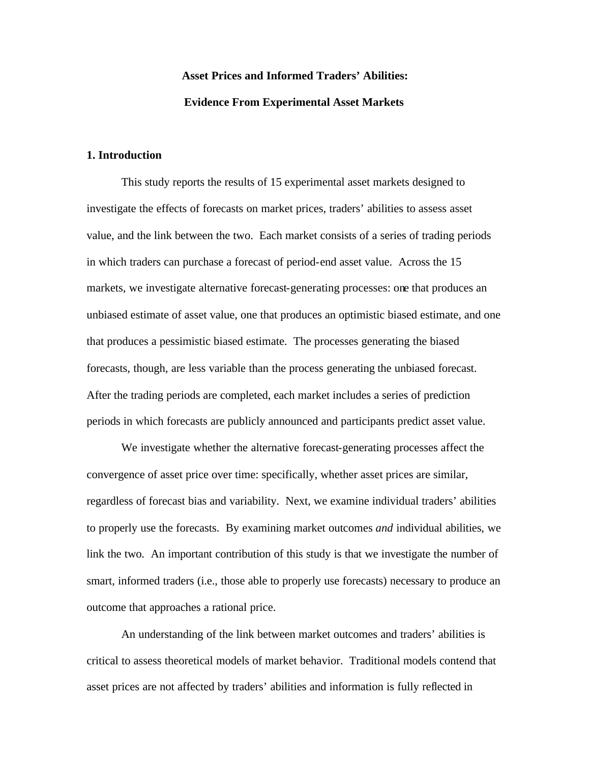# Asset Prices and Informed Traders' Abilities:

# Evidence From Experimental Asset Markets

## 1. Introduction

This study reports the results of 15 experimental asset markets designed to investigate the effects of forecasts on market prices, traders' abilities to assess asset value, and the link between the two. Each market consists of a series of trading periods in which traders can purchase a forecast of period-end asset value. Across the 15 markets, we investigate alternative forecast-generating processes: one that produces an unbiased estimate of asset value, one that produces an optimistic biased estimate, and one that produces a pessimistic biased estimate. The processes generating the biased forecasts, though, are less variable than the process generating the unbiased forecast. After the trading periods are completed, each market includes a series of prediction periods in which forecasts are publicly announced and participants predict asset value.

We investigate whether the alternative forecast-generating processes affect the convergence of asset price over time: specifically, whether asset prices are similar, regardless of forecast bias and variability. Next, we examine individual traders' abilities to properly use the forecasts. By examining market outcomes *and* individual abilities, we link the two. An important contribution of this study is that we investigate the number of smart, informed traders (i.e., those able to properly use forecasts) necessary to produce an outcome that approaches a rational price.

An understanding of the link between market outcomes and traders' abilities is critical to assess theoretical models of market behavior. Traditional models contend that asset prices are not affected by traders' abilities and information is fully reflected in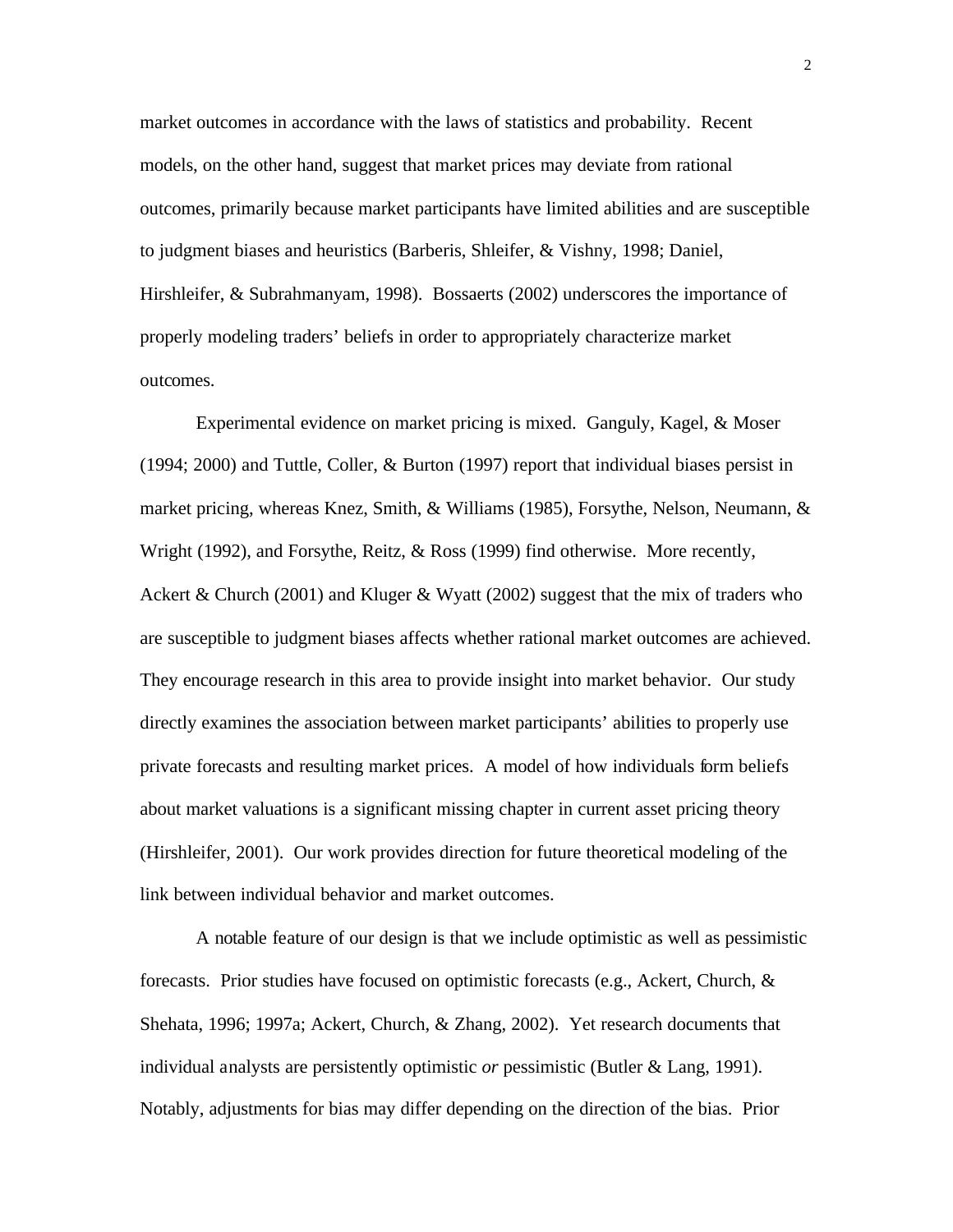market outcomes in accordance with the laws of statistics and probability. Recent models, on the other hand, suggest that market prices may deviate from rational outcomes, primarily because market participants have limited abilities and are susceptible to judgment biases and heuristics (Barberis, Shleifer, & Vishny, 1998; Daniel, Hirshleifer, & Subrahmanyam, 1998). Bossaerts (2002) underscores the importance of properly modeling traders' beliefs in order to appropriately characterize market outcomes.

Experimental evidence on market pricing is mixed. Ganguly, Kagel, & Moser (1994; 2000) and Tuttle, Coller, & Burton (1997) report that individual biases persist in market pricing, whereas Knez, Smith, & Williams (1985), Forsythe, Nelson, Neumann, & Wright (1992), and Forsythe, Reitz, & Ross (1999) find otherwise. More recently, Ackert & Church (2001) and Kluger & Wyatt (2002) suggest that the mix of traders who are susceptible to judgment biases affects whether rational market outcomes are achieved. They encourage research in this area to provide insight into market behavior. Our study directly examines the association between market participants' abilities to properly use private forecasts and resulting market prices. A model of how individuals form beliefs about market valuations is a significant missing chapter in current asset pricing theory (Hirshleifer, 2001). Our work provides direction for future theoretical modeling of the link between individual behavior and market outcomes.

A notable feature of our design is that we include optimistic as well as pessimistic forecasts. Prior studies have focused on optimistic forecasts (e.g., Ackert, Church, & Shehata, 1996; 1997a; Ackert, Church, & Zhang, 2002). Yet research documents that individual analysts are persistently optimistic *or* pessimistic (Butler & Lang, 1991). Notably, adjustments for bias may differ depending on the direction of the bias. Prior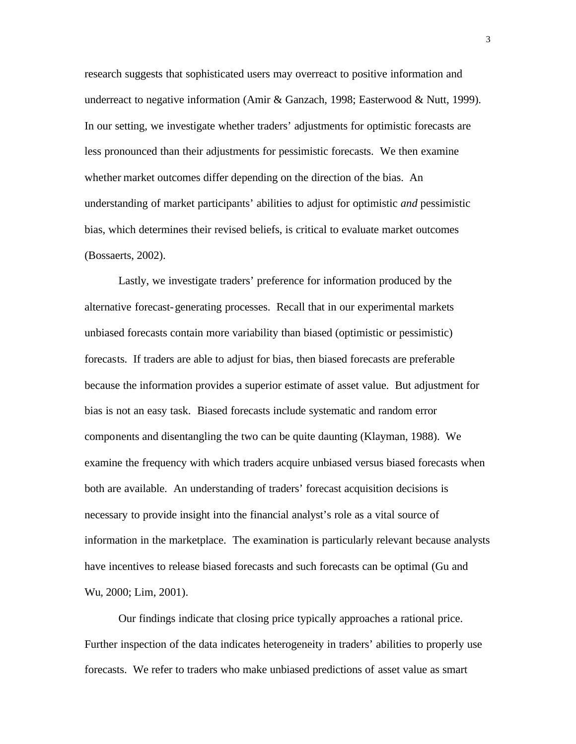research suggests that sophisticated users may overreact to positive information and underreact to negative information (Amir & Ganzach, 1998; Easterwood & Nutt, 1999). In our setting, we investigate whether traders' adjustments for optimistic forecasts are less pronounced than their adjustments for pessimistic forecasts. We then examine whether market outcomes differ depending on the direction of the bias. An understanding of market participants' abilities to adjust for optimistic *and* pessimistic bias, which determines their revised beliefs, is critical to evaluate market outcomes (Bossaerts, 2002).

Lastly, we investigate traders' preference for information produced by the alternative forecast-generating processes. Recall that in our experimental markets unbiased forecasts contain more variability than biased (optimistic or pessimistic) forecasts. If traders are able to adjust for bias, then biased forecasts are preferable because the information provides a superior estimate of asset value. But adjustment for bias is not an easy task. Biased forecasts include systematic and random error components and disentangling the two can be quite daunting (Klayman, 1988). We examine the frequency with which traders acquire unbiased versus biased forecasts when both are available. An understanding of traders' forecast acquisition decisions is necessary to provide insight into the financial analyst's role as a vital source of information in the marketplace. The examination is particularly relevant because analysts have incentives to release biased forecasts and such forecasts can be optimal (Gu and Wu, 2000; Lim, 2001).

Our findings indicate that closing price typically approaches a rational price. Further inspection of the data indicates heterogeneity in traders' abilities to properly use forecasts. We refer to traders who make unbiased predictions of asset value as smart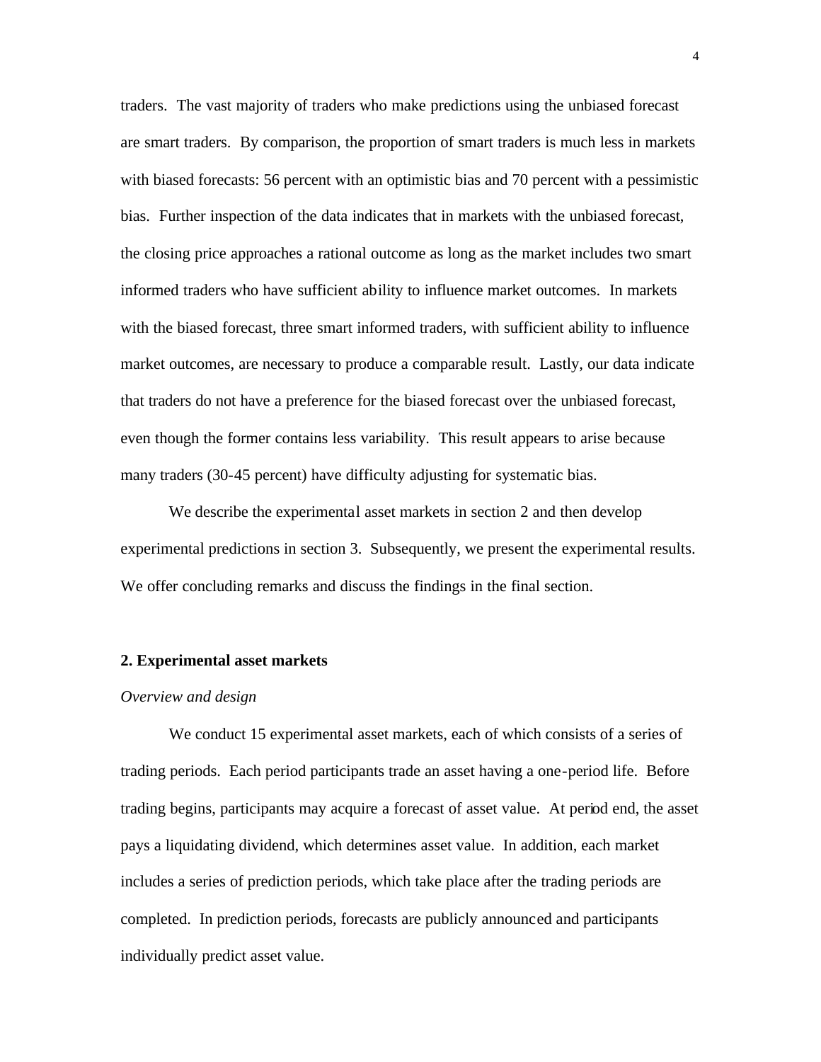traders. The vast majority of traders who make predictions using the unbiased forecast are smart traders. By comparison, the proportion of smart traders is much less in markets with biased forecasts: 56 percent with an optimistic bias and 70 percent with a pessimistic bias. Further inspection of the data indicates that in markets with the unbiased forecast, the closing price approaches a rational outcome as long as the market includes two smart informed traders who have sufficient ability to influence market outcomes. In markets with the biased forecast, three smart informed traders, with sufficient ability to influence market outcomes, are necessary to produce a comparable result. Lastly, our data indicate that traders do not have a preference for the biased forecast over the unbiased forecast, even though the former contains less variability. This result appears to arise because many traders (30-45 percent) have difficulty adjusting for systematic bias.

We describe the experimental asset markets in section 2 and then develop experimental predictions in section 3. Subsequently, we present the experimental results. We offer concluding remarks and discuss the findings in the final section.

## 2. Experimental asset markets

*Overview and design*

We conduct 15 experimental asset markets, each of which consists of a series of trading periods. Each period participants trade an asset having a one-period life. Before trading begins, participants may acquire a forecast of asset value. At period end, the asset pays a liquidating dividend, which determines asset value. In addition, each market includes a series of prediction periods, which take place after the trading periods are completed. In prediction periods, forecasts are publicly announced and participants individually predict asset value.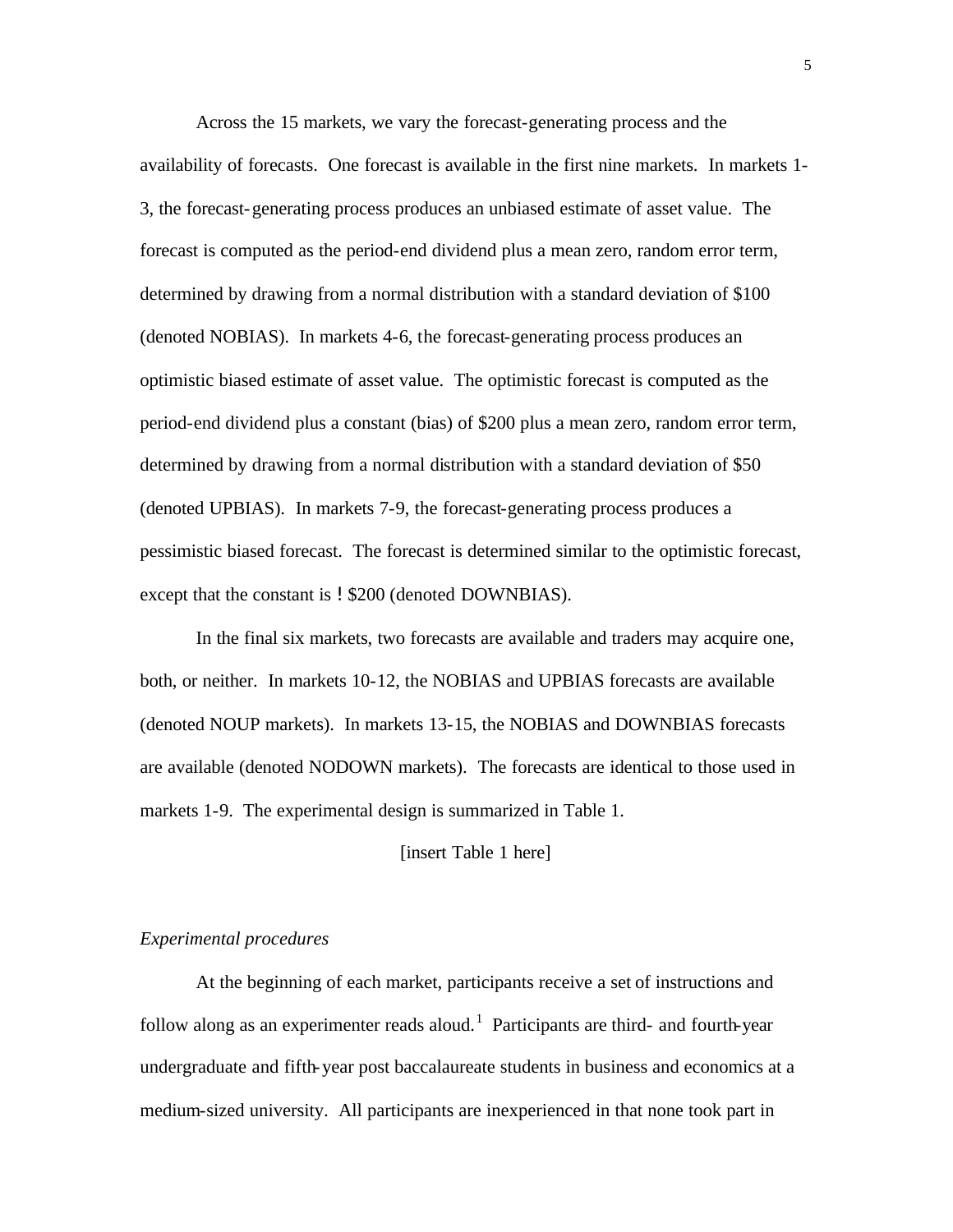Across the 15 markets, we vary the forecast-generating process and the availability of forecasts. One forecast is available in the first nine markets. In markets 1-3, the forecast-generating process produces an unbiased estimate of asset value. The forecast is computed as the period-end dividend plus a mean zero, random error term, determined by drawing from a normal distribution with a standard deviation of $100 (denoted NOBIAS). In markets 4-6, the forecast-generating process produces an optimistic biased estimate of asset value. The optimistic forecast is computed as the period-end dividend plus a constant (bias) of $200 plus a mean zero, random error term, determined by drawing from a normal distribution with a standard deviation of $50 (denoted UPBIAS). In markets 7-9, the forecast-generating process produces a pessimistic biased forecast. The forecast is determined similar to the optimistic forecast, except that the constant is − $200 (denoted DOWNBIAS).

In the final six markets, two forecasts are available and traders may acquire one, both, or neither. In markets 10-12, the NOBIAS and UPBIAS forecasts are available (denoted NOUP markets). In markets 13-15, the NOBIAS and DOWNBIAS forecasts are available (denoted NODOWN markets). The forecasts are identical to those used in markets 1-9. The experimental design is summarized in Table 1.

[insert Table 1 here]

*Experimental procedures*

At the beginning of each market, participants receive a set of instructions and follow along as an experimenter reads aloud.[1] Participants are third- and fourth-year undergraduate and fifth-year post baccalaureate students in business and economics at a medium-sized university. All participants are inexperienced in that none took part in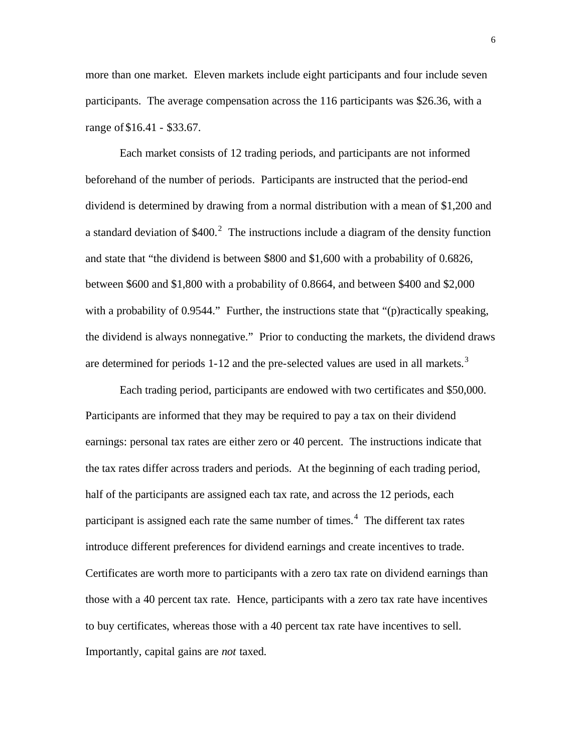more than one market. Eleven markets include eight participants and four include seven participants. The average compensation across the 116 participants was $26.36, with a range of $16.41 - $33.67.

Each market consists of 12 trading periods, and participants are not informed beforehand of the number of periods. Participants are instructed that the period-end dividend is determined by drawing from a normal distribution with a mean of $1,200 and a standard deviation of $400.[2] The instructions include a diagram of the density function and state that "the dividend is between $800 and $1,600 with a probability of 0.6826, between $600 and $1,800 with a probability of 0.8664, and between $400 and $2,000 with a probability of 0.9544." Further, the instructions state that "(p)ractically speaking, the dividend is always nonnegative." Prior to conducting the markets, the dividend draws are determined for periods 1-12 and the pre-selected values are used in all markets.[3]

Each trading period, participants are endowed with two certificates and $50,000. Participants are informed that they may be required to pay a tax on their dividend earnings: personal tax rates are either zero or 40 percent. The instructions indicate that the tax rates differ across traders and periods. At the beginning of each trading period, half of the participants are assigned each tax rate, and across the 12 periods, each participant is assigned each rate the same number of times.[4] The different tax rates introduce different preferences for dividend earnings and create incentives to trade. Certificates are worth more to participants with a zero tax rate on dividend earnings than those with a 40 percent tax rate. Hence, participants with a zero tax rate have incentives to buy certificates, whereas those with a 40 percent tax rate have incentives to sell. Importantly, capital gains are *not* taxed.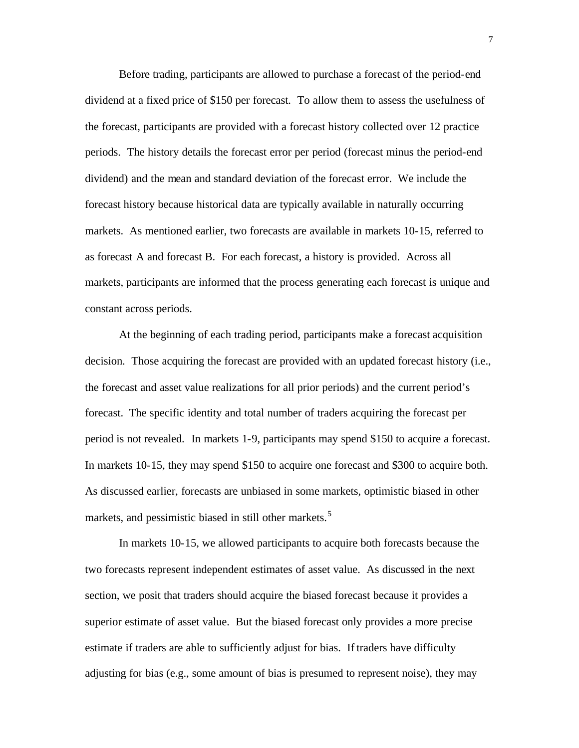Before trading, participants are allowed to purchase a forecast of the period-end dividend at a fixed price of \$150 per forecast. To allow them to assess the usefulness of the forecast, participants are provided with a forecast history collected over 12 practice periods. The history details the forecast error per period (forecast minus the period-end dividend) and the mean and standard deviation of the forecast error. We include the forecast history because historical data are typically available in naturally occurring markets. As mentioned earlier, two forecasts are available in markets 10-15, referred to as forecast A and forecast B. For each forecast, a history is provided. Across all markets, participants are informed that the process generating each forecast is unique and constant across periods.

At the beginning of each trading period, participants make a forecast acquisition decision. Those acquiring the forecast are provided with an updated forecast history (i.e., the forecast and asset value realizations for all prior periods) and the current period's forecast. The specific identity and total number of traders acquiring the forecast per period is not revealed. In markets 1-9, participants may spend \$150 to acquire a forecast. In markets 10-15, they may spend \$150 to acquire one forecast and \$300 to acquire both. As discussed earlier, forecasts are unbiased in some markets, optimistic biased in other markets, and pessimistic biased in still other markets.[5]

In markets 10-15, we allowed participants to acquire both forecasts because the two forecasts represent independent estimates of asset value. As discussed in the next section, we posit that traders should acquire the biased forecast because it provides a superior estimate of asset value. But the biased forecast only provides a more precise estimate if traders are able to sufficiently adjust for bias. If traders have difficulty adjusting for bias (e.g., some amount of bias is presumed to represent noise), they may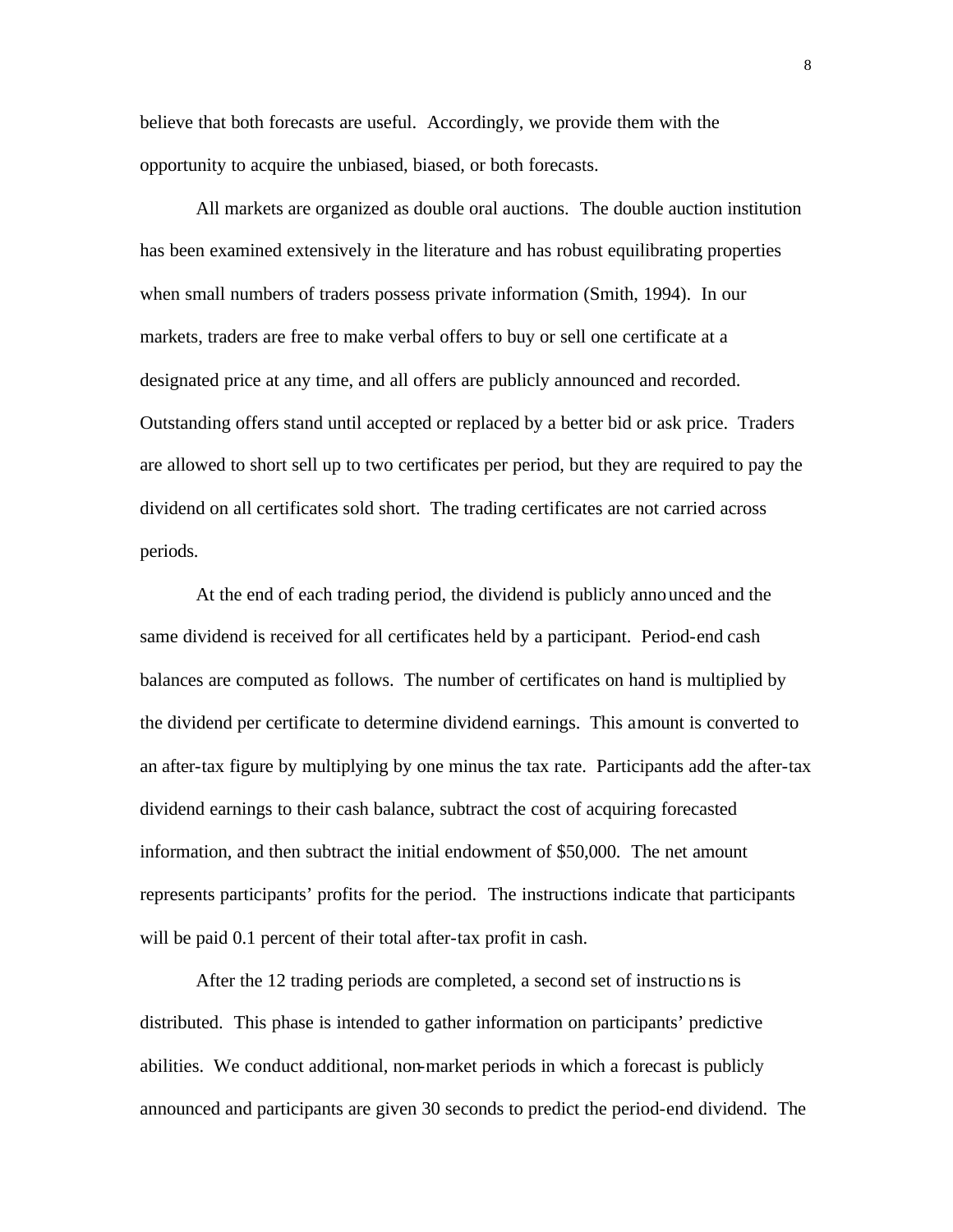believe that both forecasts are useful. Accordingly, we provide them with the opportunity to acquire the unbiased, biased, or both forecasts.

All markets are organized as double oral auctions. The double auction institution has been examined extensively in the literature and has robust equilibrating properties when small numbers of traders possess private information (Smith, 1994). In our markets, traders are free to make verbal offers to buy or sell one certificate at a designated price at any time, and all offers are publicly announced and recorded. Outstanding offers stand until accepted or replaced by a better bid or ask price. Traders are allowed to short sell up to two certificates per period, but they are required to pay the dividend on all certificates sold short. The trading certificates are not carried across periods.

At the end of each trading period, the dividend is publicly announced and the same dividend is received for all certificates held by a participant. Period-end cash balances are computed as follows. The number of certificates on hand is multiplied by the dividend per certificate to determine dividend earnings. This amount is converted to an after-tax figure by multiplying by one minus the tax rate. Participants add the after-tax dividend earnings to their cash balance, subtract the cost of acquiring forecasted information, and then subtract the initial endowment of $50,000. The net amount represents participants' profits for the period. The instructions indicate that participants will be paid 0.1 percent of their total after-tax profit in cash.

After the 12 trading periods are completed, a second set of instructions is distributed. This phase is intended to gather information on participants' predictive abilities. We conduct additional, non-market periods in which a forecast is publicly announced and participants are given 30 seconds to predict the period-end dividend. The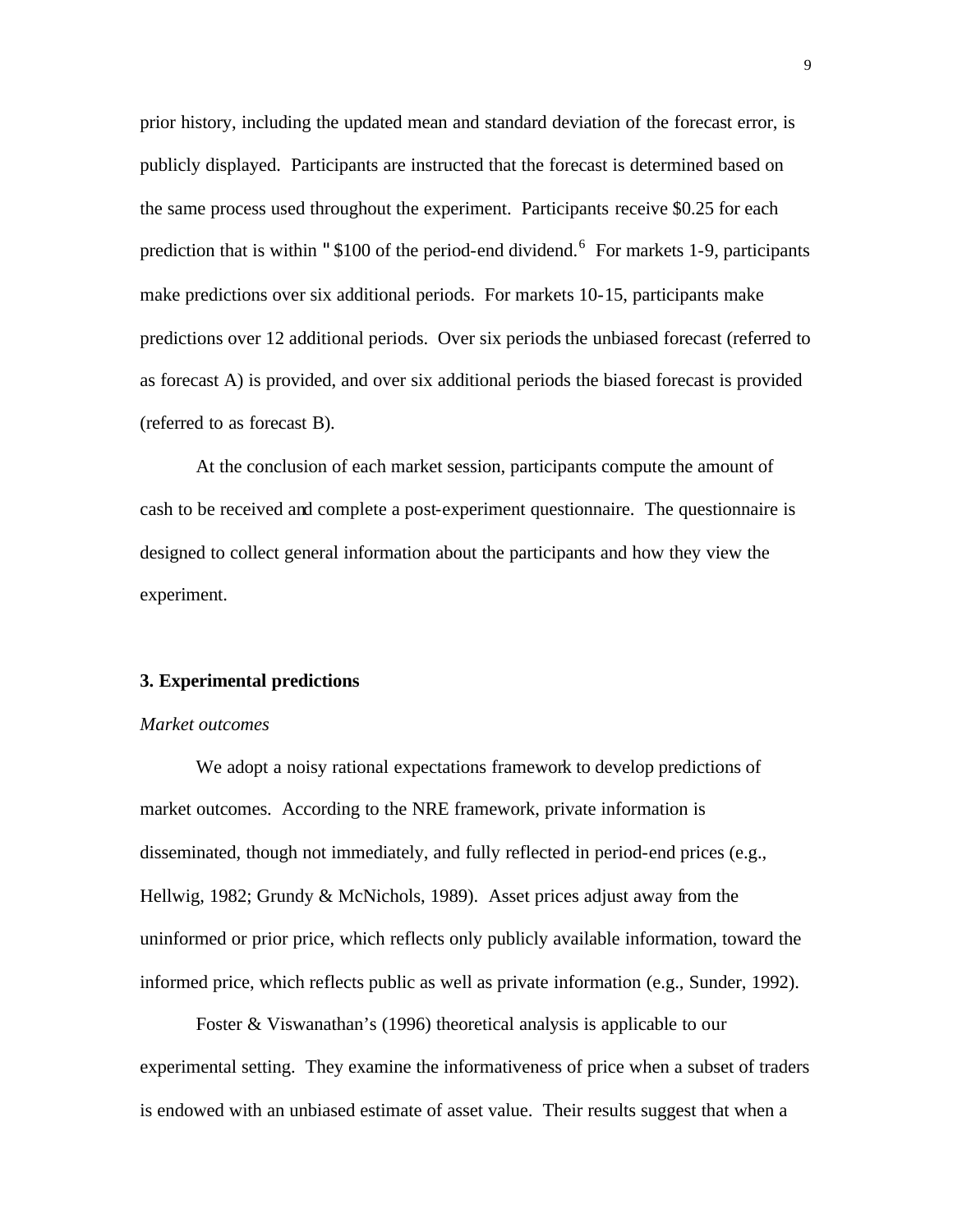prior history, including the updated mean and standard deviation of the forecast error, is publicly displayed. Participants are instructed that the forecast is determined based on the same process used throughout the experiment. Participants receive $0.25 for each prediction that is within " $100 of the period-end dividend.[6] For markets 1-9, participants make predictions over six additional periods. For markets 10-15, participants make predictions over 12 additional periods. Over six periods the unbiased forecast (referred to as forecast A) is provided, and over six additional periods the biased forecast is provided (referred to as forecast B).

At the conclusion of each market session, participants compute the amount of cash to be received and complete a post-experiment questionnaire. The questionnaire is designed to collect general information about the participants and how they view the experiment.

### 3. Experimental predictions

*Market outcomes*

We adopt a noisy rational expectations framework to develop predictions of market outcomes. According to the NRE framework, private information is disseminated, though not immediately, and fully reflected in period-end prices (e.g., Hellwig, 1982; Grundy & McNichols, 1989). Asset prices adjust away from the uninformed or prior price, which reflects only publicly available information, toward the informed price, which reflects public as well as private information (e.g., Sunder, 1992).

Foster & Viswanathan's (1996) theoretical analysis is applicable to our experimental setting. They examine the informativeness of price when a subset of traders is endowed with an unbiased estimate of asset value. Their results suggest that when a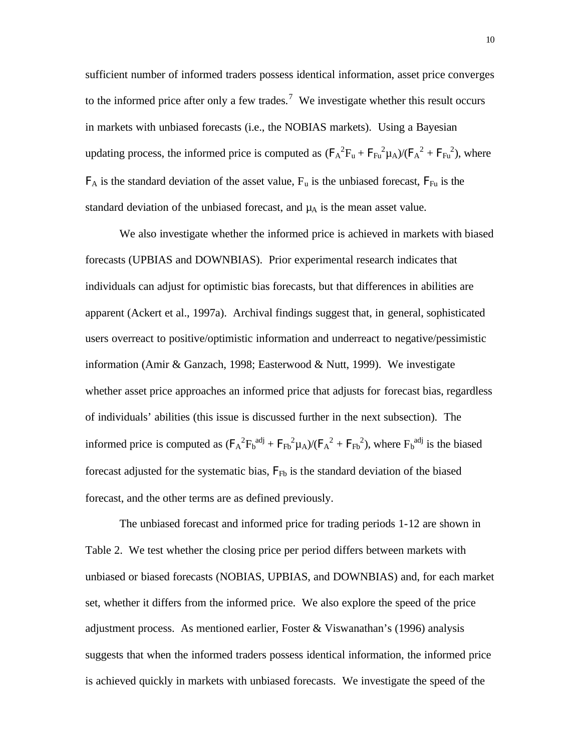sufficient number of informed traders possess identical information, asset price converges to the informed price after only a few trades.[7] We investigate whether this result occurs in markets with unbiased forecasts (i.e., the NOBIAS markets). Using a Bayesian updating process, the informed price is computed as $(\sigma_A^2 F_u + \sigma_{Fu}^2 \mu_A)/(\sigma_A^2 + \sigma_{Fu}^2)$, where $\sigma_A$ is the standard deviation of the asset value, $F_u$ is the unbiased forecast, $\sigma_{Fu}$ is the standard deviation of the unbiased forecast, and $\mu_A$ is the mean asset value.

We also investigate whether the informed price is achieved in markets with biased forecasts (UPBIAS and DOWNBIAS). Prior experimental research indicates that individuals can adjust for optimistic bias forecasts, but that differences in abilities are apparent (Ackert et al., 1997a). Archival findings suggest that, in general, sophisticated users overreact to positive/optimistic information and underreact to negative/pessimistic information (Amir & Ganzach, 1998; Easterwood & Nutt, 1999). We investigate whether asset price approaches an informed price that adjusts for forecast bias, regardless of individuals' abilities (this issue is discussed further in the next subsection). The informed price is computed as $(\sigma_A^2 F_b^{adj} + \sigma_{Fb}^2 \mu_A)/(\sigma_A^2 + \sigma_{Fb}^2)$, where $F_b^{adj}$ is the biased forecast adjusted for the systematic bias, $\sigma_{Fb}$ is the standard deviation of the biased forecast, and the other terms are as defined previously.

The unbiased forecast and informed price for trading periods 1-12 are shown in Table 2. We test whether the closing price per period differs between markets with unbiased or biased forecasts (NOBIAS, UPBIAS, and DOWNBIAS) and, for each market set, whether it differs from the informed price. We also explore the speed of the price adjustment process. As mentioned earlier, Foster & Viswanathan's (1996) analysis suggests that when the informed traders possess identical information, the informed price is achieved quickly in markets with unbiased forecasts. We investigate the speed of the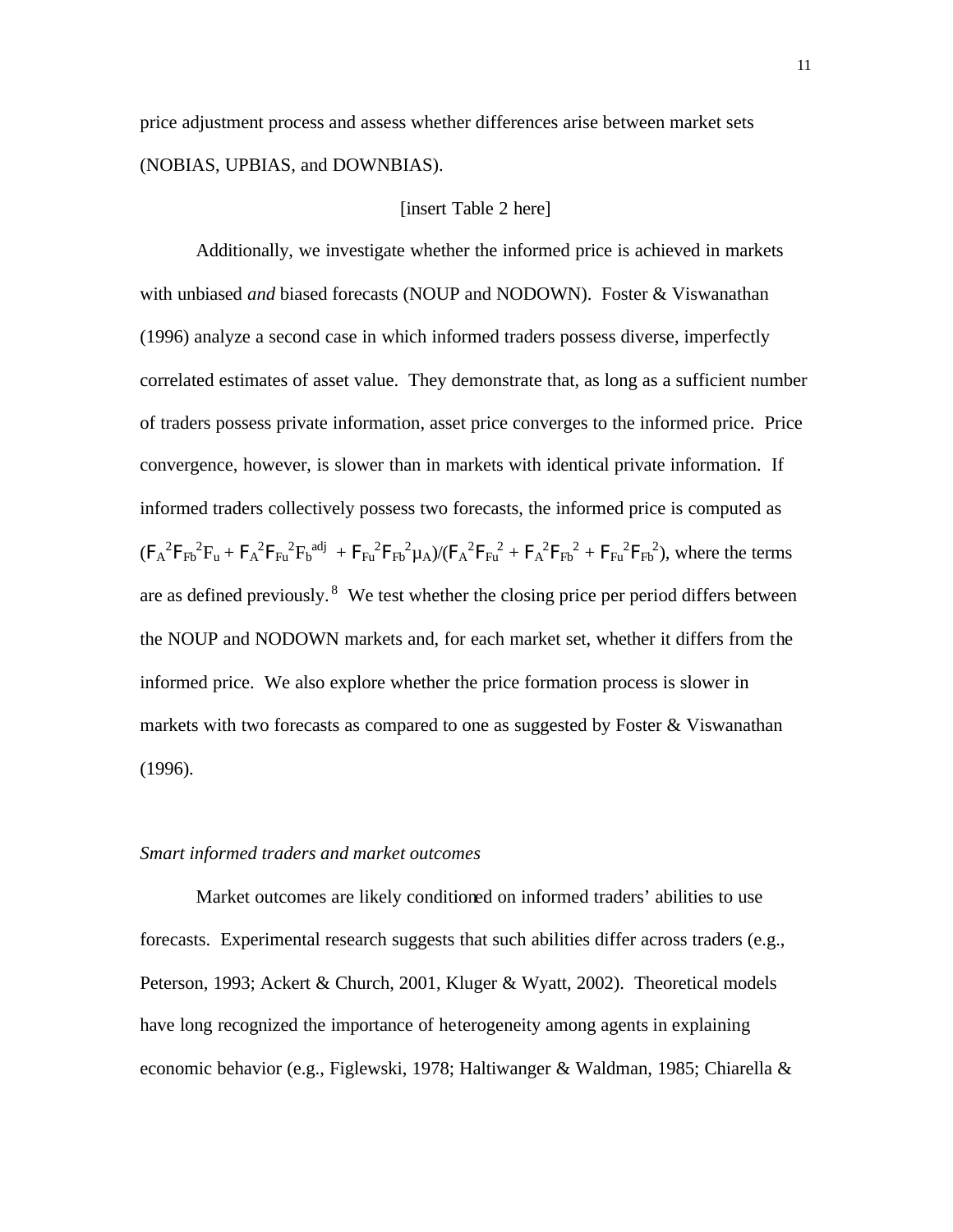price adjustment process and assess whether differences arise between market sets (NOBIAS, UPBIAS, and DOWNBIAS).

[insert Table 2 here]

Additionally, we investigate whether the informed price is achieved in markets with unbiased *and* biased forecasts (NOUP and NODOWN). Foster & Viswanathan (1996) analyze a second case in which informed traders possess diverse, imperfectly correlated estimates of asset value. They demonstrate that, as long as a sufficient number of traders possess private information, asset price converges to the informed price. Price convergence, however, is slower than in markets with identical private information. If informed traders collectively possess two forecasts, the informed price is computed as $(\sigma_A^2\sigma_{Fb}^2F_u + \sigma_A^2\sigma_{Fu}^2F_b^{adj} + \sigma_{Fu}^2\sigma_{Fb}^2\mu_A)/(\sigma_A^2\sigma_{Fu}^2 + \sigma_A^2\sigma_{Fb}^2 + \sigma_{Fu}^2\sigma_{Fb}^2)$, where the terms are as defined previously.[8] We test whether the closing price per period differs between the NOUP and NODOWN markets and, for each market set, whether it differs from the informed price. We also explore whether the price formation process is slower in markets with two forecasts as compared to one as suggested by Foster & Viswanathan (1996).

*Smart informed traders and market outcomes*

Market outcomes are likely conditioned on informed traders' abilities to use forecasts. Experimental research suggests that such abilities differ across traders (e.g., Peterson, 1993; Ackert & Church, 2001, Kluger & Wyatt, 2002). Theoretical models have long recognized the importance of heterogeneity among agents in explaining economic behavior (e.g., Figlewski, 1978; Haltiwanger & Waldman, 1985; Chiarella &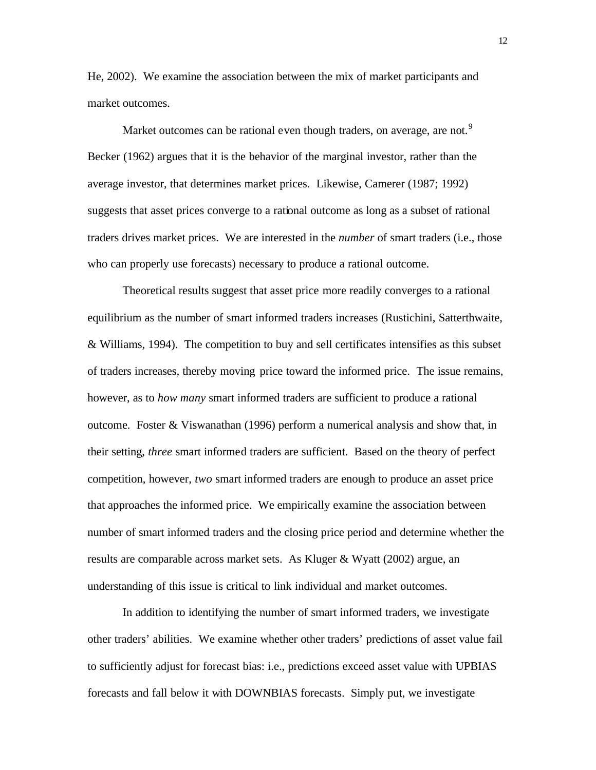He, 2002). We examine the association between the mix of market participants and market outcomes.

Market outcomes can be rational even though traders, on average, are not.[9] Becker (1962) argues that it is the behavior of the marginal investor, rather than the average investor, that determines market prices. Likewise, Camerer (1987; 1992) suggests that asset prices converge to a rational outcome as long as a subset of rational traders drives market prices. We are interested in the *number* of smart traders (i.e., those who can properly use forecasts) necessary to produce a rational outcome.

Theoretical results suggest that asset price more readily converges to a rational equilibrium as the number of smart informed traders increases (Rustichini, Satterthwaite, & Williams, 1994). The competition to buy and sell certificates intensifies as this subset of traders increases, thereby moving price toward the informed price. The issue remains, however, as to *how many* smart informed traders are sufficient to produce a rational outcome. Foster & Viswanathan (1996) perform a numerical analysis and show that, in their setting, *three* smart informed traders are sufficient. Based on the theory of perfect competition, however, *two* smart informed traders are enough to produce an asset price that approaches the informed price. We empirically examine the association between number of smart informed traders and the closing price period and determine whether the results are comparable across market sets. As Kluger & Wyatt (2002) argue, an understanding of this issue is critical to link individual and market outcomes.

In addition to identifying the number of smart informed traders, we investigate other traders' abilities. We examine whether other traders' predictions of asset value fail to sufficiently adjust for forecast bias: i.e., predictions exceed asset value with UPBIAS forecasts and fall below it with DOWNBIAS forecasts. Simply put, we investigate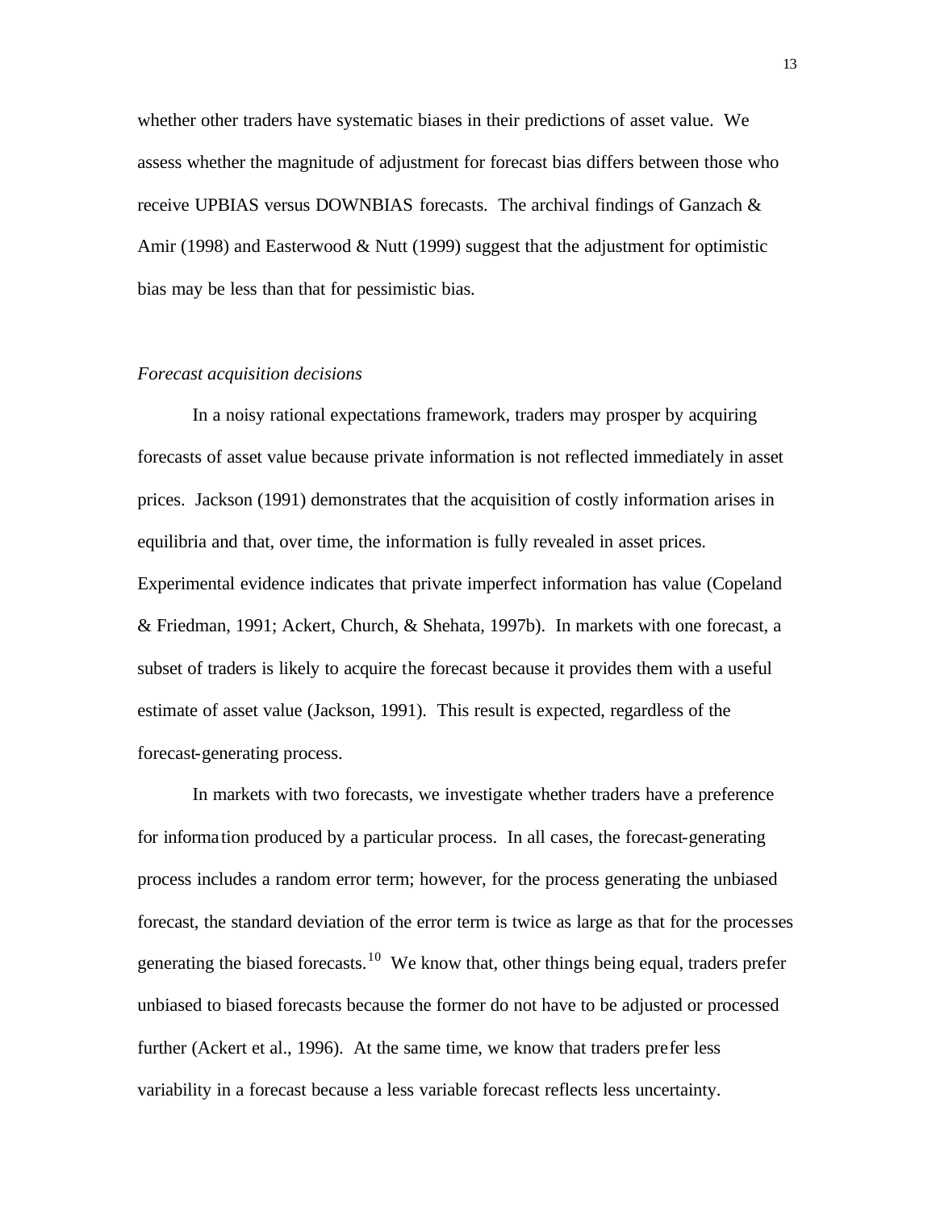whether other traders have systematic biases in their predictions of asset value. We assess whether the magnitude of adjustment for forecast bias differs between those who receive UPBIAS versus DOWNBIAS forecasts. The archival findings of Ganzach & Amir (1998) and Easterwood & Nutt (1999) suggest that the adjustment for optimistic bias may be less than that for pessimistic bias.

*Forecast acquisition decisions*

In a noisy rational expectations framework, traders may prosper by acquiring forecasts of asset value because private information is not reflected immediately in asset prices. Jackson (1991) demonstrates that the acquisition of costly information arises in equilibria and that, over time, the information is fully revealed in asset prices. Experimental evidence indicates that private imperfect information has value (Copeland & Friedman, 1991; Ackert, Church, & Shehata, 1997b). In markets with one forecast, a subset of traders is likely to acquire the forecast because it provides them with a useful estimate of asset value (Jackson, 1991). This result is expected, regardless of the forecast-generating process.

In markets with two forecasts, we investigate whether traders have a preference for information produced by a particular process. In all cases, the forecast-generating process includes a random error term; however, for the process generating the unbiased forecast, the standard deviation of the error term is twice as large as that for the processes generating the biased forecasts.[10] We know that, other things being equal, traders prefer unbiased to biased forecasts because the former do not have to be adjusted or processed further (Ackert et al., 1996). At the same time, we know that traders prefer less variability in a forecast because a less variable forecast reflects less uncertainty.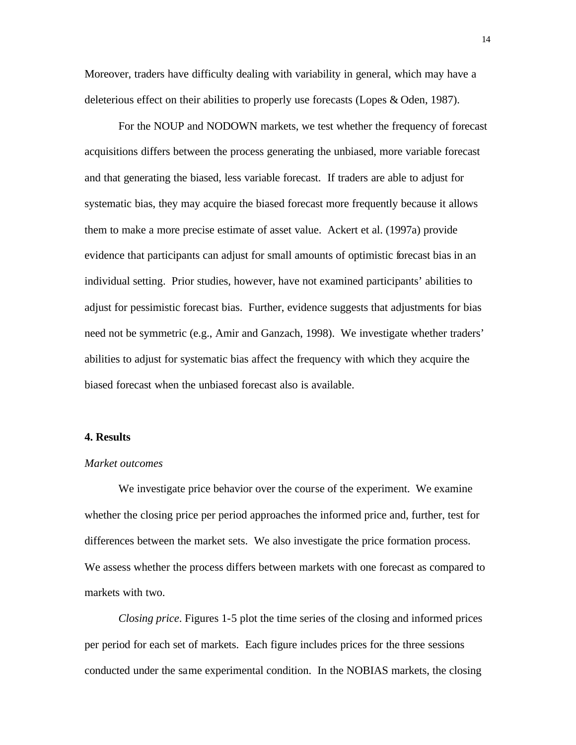Moreover, traders have difficulty dealing with variability in general, which may have a deleterious effect on their abilities to properly use forecasts (Lopes & Oden, 1987).

For the NOUP and NODOWN markets, we test whether the frequency of forecast acquisitions differs between the process generating the unbiased, more variable forecast and that generating the biased, less variable forecast. If traders are able to adjust for systematic bias, they may acquire the biased forecast more frequently because it allows them to make a more precise estimate of asset value. Ackert et al. (1997a) provide evidence that participants can adjust for small amounts of optimistic forecast bias in an individual setting. Prior studies, however, have not examined participants' abilities to adjust for pessimistic forecast bias. Further, evidence suggests that adjustments for bias need not be symmetric (e.g., Amir and Ganzach, 1998). We investigate whether traders' abilities to adjust for systematic bias affect the frequency with which they acquire the biased forecast when the unbiased forecast also is available.

**4. Results**

*Market outcomes*

We investigate price behavior over the course of the experiment. We examine whether the closing price per period approaches the informed price and, further, test for differences between the market sets. We also investigate the price formation process. We assess whether the process differs between markets with one forecast as compared to markets with two.

*Closing price*. Figures 1-5 plot the time series of the closing and informed prices per period for each set of markets. Each figure includes prices for the three sessions conducted under the same experimental condition. In the NOBIAS markets, the closing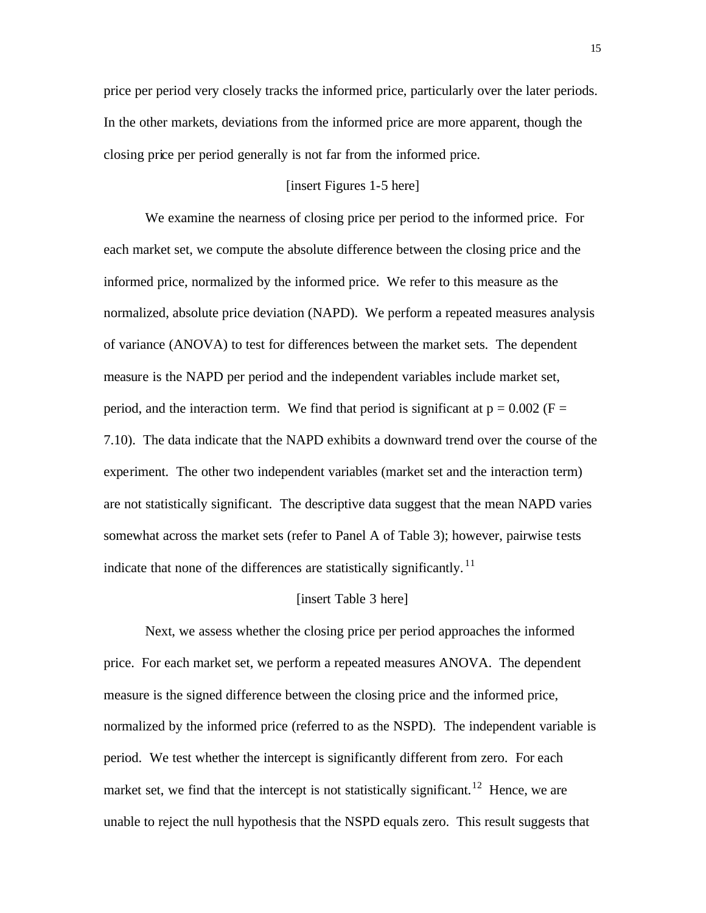price per period very closely tracks the informed price, particularly over the later periods. In the other markets, deviations from the informed price are more apparent, though the closing price per period generally is not far from the informed price.

[insert Figures 1-5 here]

We examine the nearness of closing price per period to the informed price. For each market set, we compute the absolute difference between the closing price and the informed price, normalized by the informed price. We refer to this measure as the normalized, absolute price deviation (NAPD). We perform a repeated measures analysis of variance (ANOVA) to test for differences between the market sets. The dependent measure is the NAPD per period and the independent variables include market set, period, and the interaction term. We find that period is significant at $p = 0.002$ ($F = 7.10$). The data indicate that the NAPD exhibits a downward trend over the course of the experiment. The other two independent variables (market set and the interaction term) are not statistically significant. The descriptive data suggest that the mean NAPD varies somewhat across the market sets (refer to Panel A of Table 3); however, pairwise tests indicate that none of the differences are statistically significantly.[11]

[insert Table 3 here]

Next, we assess whether the closing price per period approaches the informed price. For each market set, we perform a repeated measures ANOVA. The dependent measure is the signed difference between the closing price and the informed price, normalized by the informed price (referred to as the NSPD). The independent variable is period. We test whether the intercept is significantly different from zero. For each market set, we find that the intercept is not statistically significant.[12] Hence, we are unable to reject the null hypothesis that the NSPD equals zero. This result suggests that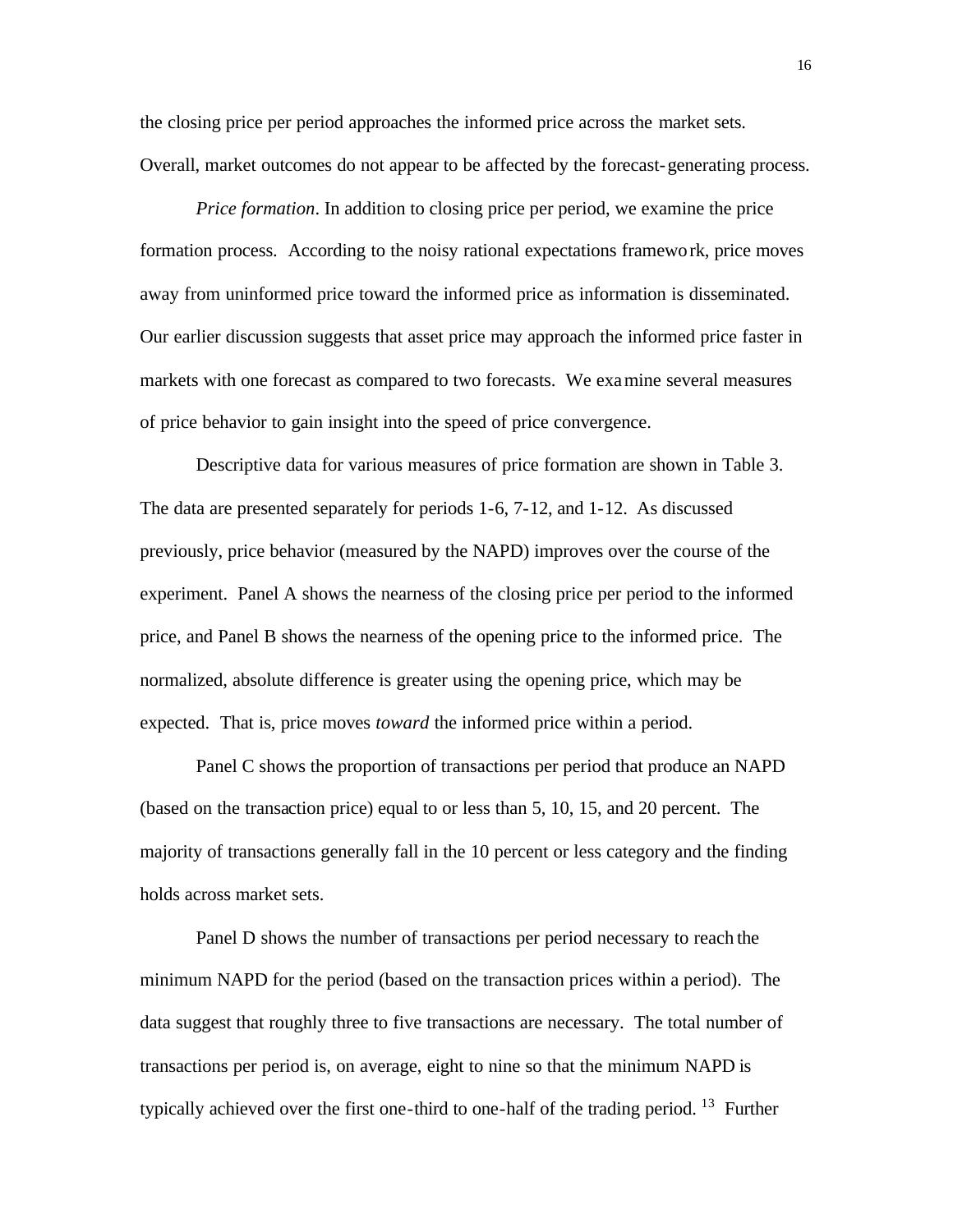the closing price per period approaches the informed price across the market sets. Overall, market outcomes do not appear to be affected by the forecast-generating process.

*Price formation*. In addition to closing price per period, we examine the price formation process. According to the noisy rational expectations framework, price moves away from uninformed price toward the informed price as information is disseminated. Our earlier discussion suggests that asset price may approach the informed price faster in markets with one forecast as compared to two forecasts. We examine several measures of price behavior to gain insight into the speed of price convergence.

Descriptive data for various measures of price formation are shown in Table 3. The data are presented separately for periods 1-6, 7-12, and 1-12. As discussed previously, price behavior (measured by the NAPD) improves over the course of the experiment. Panel A shows the nearness of the closing price per period to the informed price, and Panel B shows the nearness of the opening price to the informed price. The normalized, absolute difference is greater using the opening price, which may be expected. That is, price moves *toward* the informed price within a period.

Panel C shows the proportion of transactions per period that produce an NAPD (based on the transaction price) equal to or less than 5, 10, 15, and 20 percent. The majority of transactions generally fall in the 10 percent or less category and the finding holds across market sets.

Panel D shows the number of transactions per period necessary to reach the minimum NAPD for the period (based on the transaction prices within a period). The data suggest that roughly three to five transactions are necessary. The total number of transactions per period is, on average, eight to nine so that the minimum NAPD is typically achieved over the first one-third to one-half of the trading period. [13] Further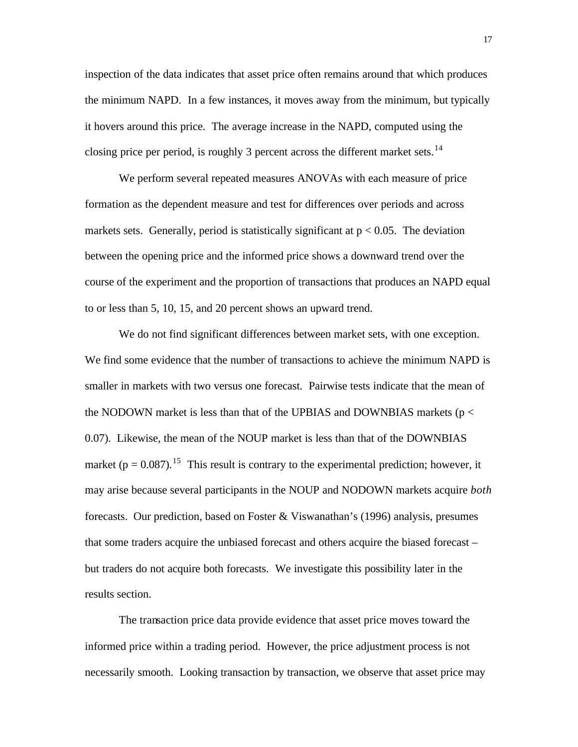inspection of the data indicates that asset price often remains around that which produces the minimum NAPD. In a few instances, it moves away from the minimum, but typically it hovers around this price. The average increase in the NAPD, computed using the closing price per period, is roughly 3 percent across the different market sets.[14]

We perform several repeated measures ANOVAs with each measure of price formation as the dependent measure and test for differences over periods and across markets sets. Generally, period is statistically significant at $p < 0.05$. The deviation between the opening price and the informed price shows a downward trend over the course of the experiment and the proportion of transactions that produces an NAPD equal to or less than 5, 10, 15, and 20 percent shows an upward trend.

We do not find significant differences between market sets, with one exception. We find some evidence that the number of transactions to achieve the minimum NAPD is smaller in markets with two versus one forecast. Pairwise tests indicate that the mean of the NODOWN market is less than that of the UPBIAS and DOWNBIAS markets ($p < 0.07$). Likewise, the mean of the NOUP market is less than that of the DOWNBIAS market ($p = 0.087$).[15] This result is contrary to the experimental prediction; however, it may arise because several participants in the NOUP and NODOWN markets acquire *both* forecasts. Our prediction, based on Foster & Viswanathan's (1996) analysis, presumes that some traders acquire the unbiased forecast and others acquire the biased forecast – but traders do not acquire both forecasts. We investigate this possibility later in the results section.

The transaction price data provide evidence that asset price moves toward the informed price within a trading period. However, the price adjustment process is not necessarily smooth. Looking transaction by transaction, we observe that asset price may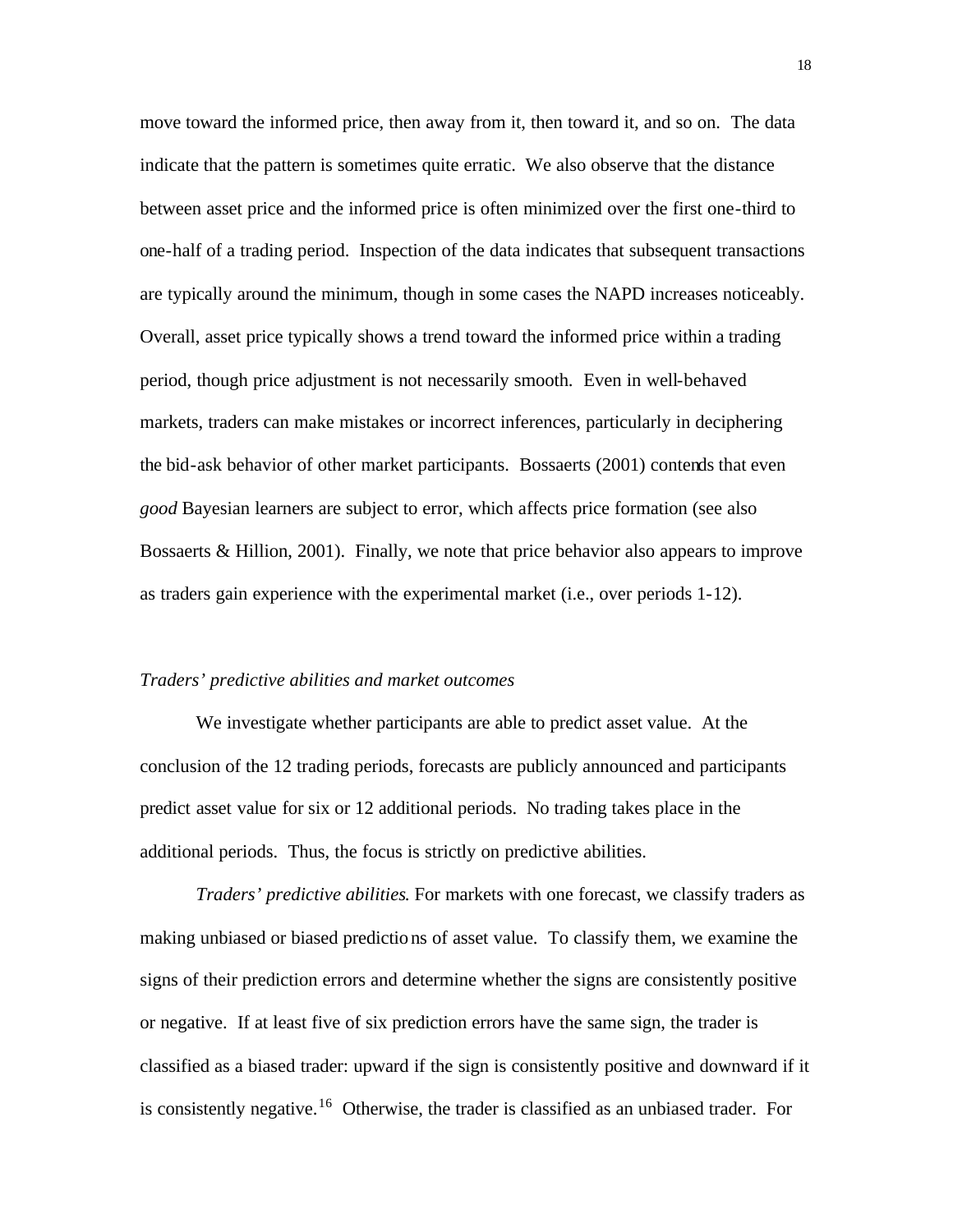move toward the informed price, then away from it, then toward it, and so on. The data indicate that the pattern is sometimes quite erratic. We also observe that the distance between asset price and the informed price is often minimized over the first one-third to one-half of a trading period. Inspection of the data indicates that subsequent transactions are typically around the minimum, though in some cases the NAPD increases noticeably. Overall, asset price typically shows a trend toward the informed price within a trading period, though price adjustment is not necessarily smooth. Even in well-behaved markets, traders can make mistakes or incorrect inferences, particularly in deciphering the bid-ask behavior of other market participants. Bossaerts (2001) contends that even *good* Bayesian learners are subject to error, which affects price formation (see also Bossaerts & Hillion, 2001). Finally, we note that price behavior also appears to improve as traders gain experience with the experimental market (i.e., over periods 1-12).

### *Traders' predictive abilities and market outcomes*

We investigate whether participants are able to predict asset value. At the conclusion of the 12 trading periods, forecasts are publicly announced and participants predict asset value for six or 12 additional periods. No trading takes place in the additional periods. Thus, the focus is strictly on predictive abilities.

*Traders' predictive abilities*. For markets with one forecast, we classify traders as making unbiased or biased predictions of asset value. To classify them, we examine the signs of their prediction errors and determine whether the signs are consistently positive or negative. If at least five of six prediction errors have the same sign, the trader is classified as a biased trader: upward if the sign is consistently positive and downward if it is consistently negative.[16] Otherwise, the trader is classified as an unbiased trader. For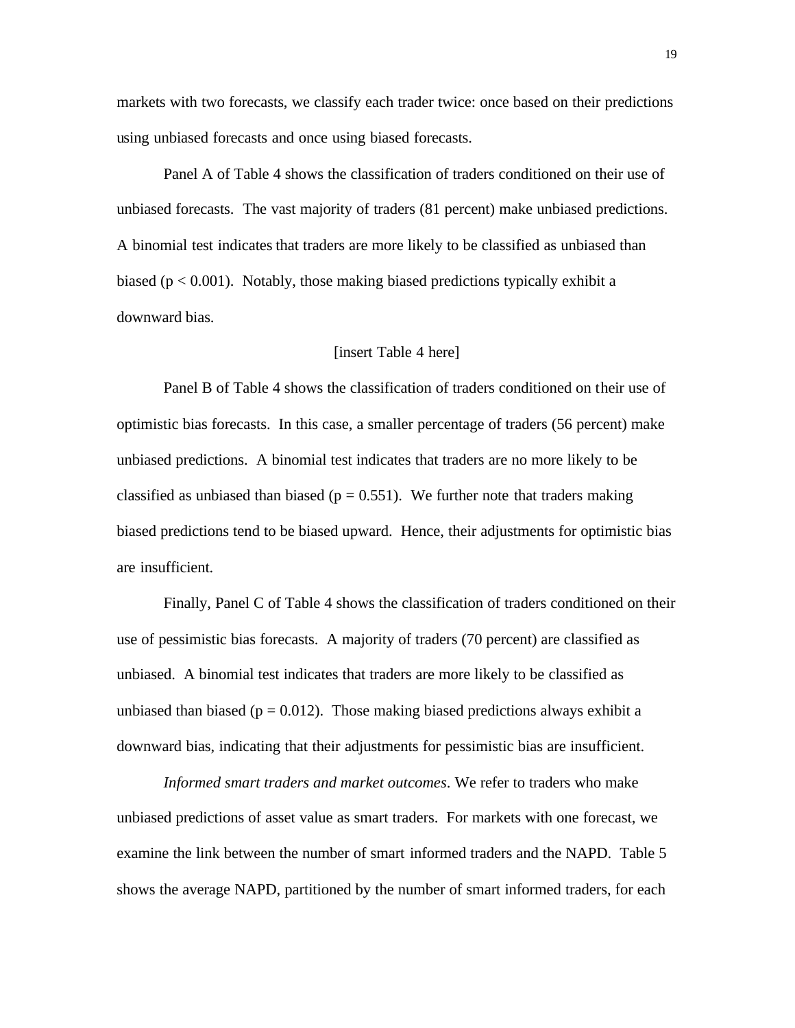markets with two forecasts, we classify each trader twice: once based on their predictions using unbiased forecasts and once using biased forecasts.

Panel A of Table 4 shows the classification of traders conditioned on their use of unbiased forecasts. The vast majority of traders (81 percent) make unbiased predictions. A binomial test indicates that traders are more likely to be classified as unbiased than biased ($p < 0.001$). Notably, those making biased predictions typically exhibit a downward bias.

[insert Table 4 here]

Panel B of Table 4 shows the classification of traders conditioned on their use of optimistic bias forecasts. In this case, a smaller percentage of traders (56 percent) make unbiased predictions. A binomial test indicates that traders are no more likely to be classified as unbiased than biased ($p = 0.551$). We further note that traders making biased predictions tend to be biased upward. Hence, their adjustments for optimistic bias are insufficient.

Finally, Panel C of Table 4 shows the classification of traders conditioned on their use of pessimistic bias forecasts. A majority of traders (70 percent) are classified as unbiased. A binomial test indicates that traders are more likely to be classified as unbiased than biased ($p = 0.012$). Those making biased predictions always exhibit a downward bias, indicating that their adjustments for pessimistic bias are insufficient.

*Informed smart traders and market outcomes*. We refer to traders who make unbiased predictions of asset value as smart traders. For markets with one forecast, we examine the link between the number of smart informed traders and the NAPD. Table 5 shows the average NAPD, partitioned by the number of smart informed traders, for each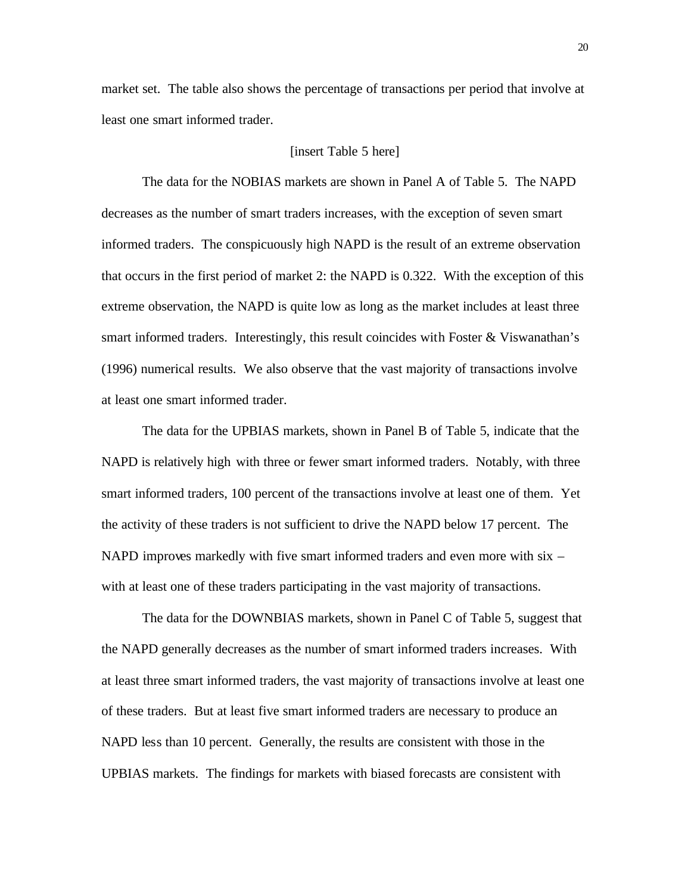market set. The table also shows the percentage of transactions per period that involve at least one smart informed trader.

[insert Table 5 here]

The data for the NOBIAS markets are shown in Panel A of Table 5. The NAPD decreases as the number of smart traders increases, with the exception of seven smart informed traders. The conspicuously high NAPD is the result of an extreme observation that occurs in the first period of market 2: the NAPD is 0.322. With the exception of this extreme observation, the NAPD is quite low as long as the market includes at least three smart informed traders. Interestingly, this result coincides with Foster & Viswanathan's (1996) numerical results. We also observe that the vast majority of transactions involve at least one smart informed trader.

The data for the UPBIAS markets, shown in Panel B of Table 5, indicate that the NAPD is relatively high with three or fewer smart informed traders. Notably, with three smart informed traders, 100 percent of the transactions involve at least one of them. Yet the activity of these traders is not sufficient to drive the NAPD below 17 percent. The NAPD improves markedly with five smart informed traders and even more with six – with at least one of these traders participating in the vast majority of transactions.

The data for the DOWNBIAS markets, shown in Panel C of Table 5, suggest that the NAPD generally decreases as the number of smart informed traders increases. With at least three smart informed traders, the vast majority of transactions involve at least one of these traders. But at least five smart informed traders are necessary to produce an NAPD less than 10 percent. Generally, the results are consistent with those in the UPBIAS markets. The findings for markets with biased forecasts are consistent with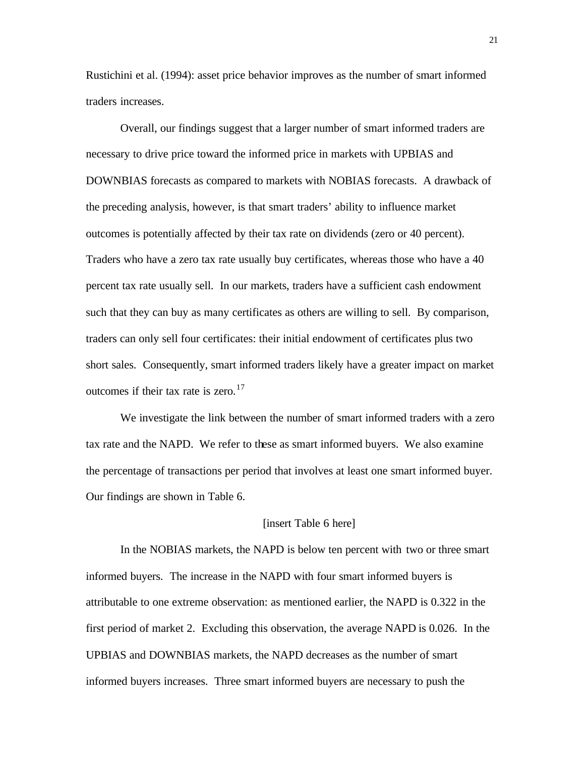Rustichini et al. (1994): asset price behavior improves as the number of smart informed traders increases.

Overall, our findings suggest that a larger number of smart informed traders are necessary to drive price toward the informed price in markets with UPBIAS and DOWNBIAS forecasts as compared to markets with NOBIAS forecasts. A drawback of the preceding analysis, however, is that smart traders' ability to influence market outcomes is potentially affected by their tax rate on dividends (zero or 40 percent). Traders who have a zero tax rate usually buy certificates, whereas those who have a 40 percent tax rate usually sell. In our markets, traders have a sufficient cash endowment such that they can buy as many certificates as others are willing to sell. By comparison, traders can only sell four certificates: their initial endowment of certificates plus two short sales. Consequently, smart informed traders likely have a greater impact on market outcomes if their tax rate is zero.[17]

We investigate the link between the number of smart informed traders with a zero tax rate and the NAPD. We refer to these as smart informed buyers. We also examine the percentage of transactions per period that involves at least one smart informed buyer. Our findings are shown in Table 6.

[insert Table 6 here]

In the NOBIAS markets, the NAPD is below ten percent with two or three smart informed buyers. The increase in the NAPD with four smart informed buyers is attributable to one extreme observation: as mentioned earlier, the NAPD is 0.322 in the first period of market 2. Excluding this observation, the average NAPD is 0.026. In the UPBIAS and DOWNBIAS markets, the NAPD decreases as the number of smart informed buyers increases. Three smart informed buyers are necessary to push the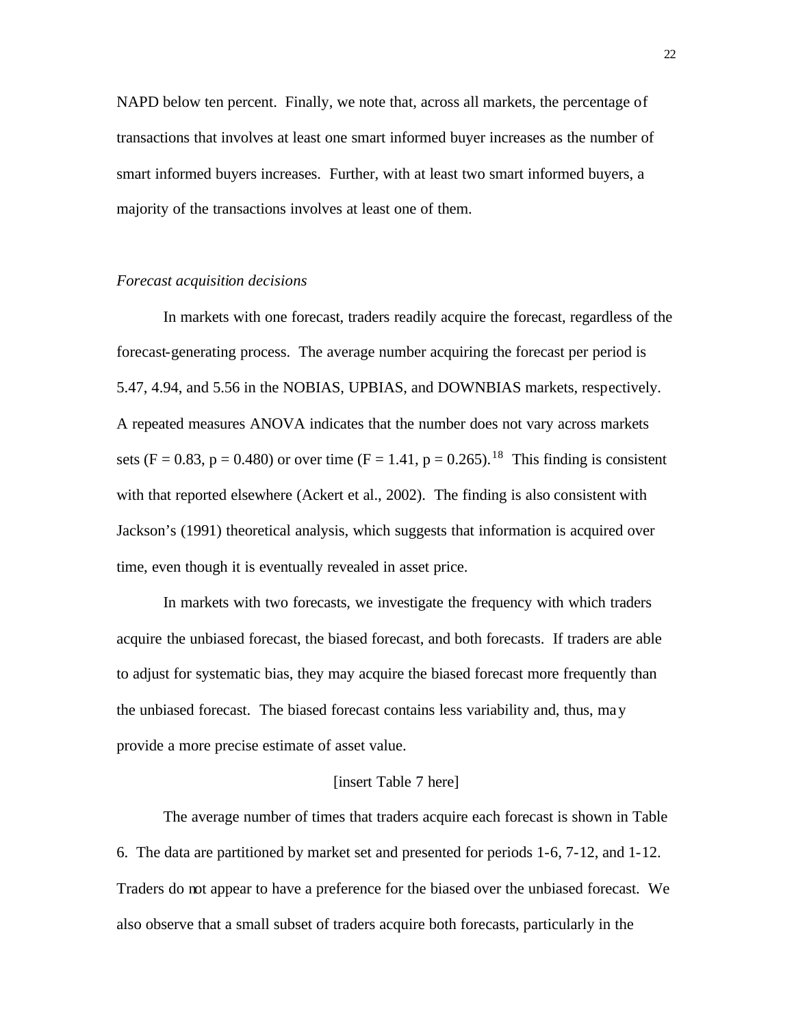NAPD below ten percent. Finally, we note that, across all markets, the percentage of transactions that involves at least one smart informed buyer increases as the number of smart informed buyers increases. Further, with at least two smart informed buyers, a majority of the transactions involves at least one of them.

*Forecast acquisition decisions*

In markets with one forecast, traders readily acquire the forecast, regardless of the forecast-generating process. The average number acquiring the forecast per period is 5.47, 4.94, and 5.56 in the NOBIAS, UPBIAS, and DOWNBIAS markets, respectively. A repeated measures ANOVA indicates that the number does not vary across markets sets ($F = 0.83$, $p = 0.480$) or over time ($F = 1.41$, $p = 0.265$).[18] This finding is consistent with that reported elsewhere (Ackert et al., 2002). The finding is also consistent with Jackson's (1991) theoretical analysis, which suggests that information is acquired over time, even though it is eventually revealed in asset price.

In markets with two forecasts, we investigate the frequency with which traders acquire the unbiased forecast, the biased forecast, and both forecasts. If traders are able to adjust for systematic bias, they may acquire the biased forecast more frequently than the unbiased forecast. The biased forecast contains less variability and, thus, may provide a more precise estimate of asset value.

[insert Table 7 here]

The average number of times that traders acquire each forecast is shown in Table 6. The data are partitioned by market set and presented for periods 1-6, 7-12, and 1-12. Traders do not appear to have a preference for the biased over the unbiased forecast. We also observe that a small subset of traders acquire both forecasts, particularly in the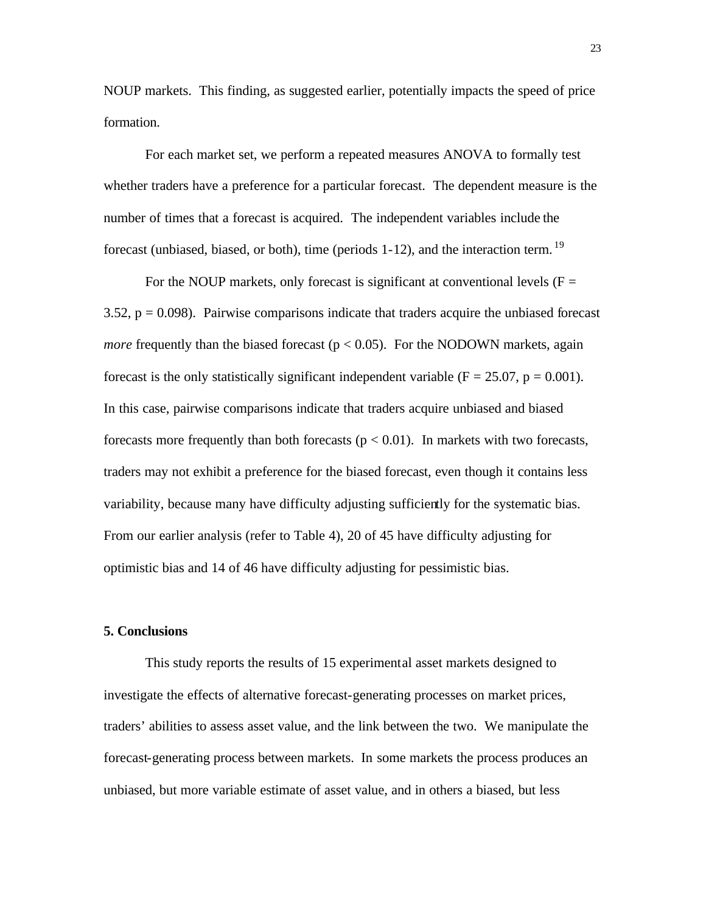NOUP markets. This finding, as suggested earlier, potentially impacts the speed of price formation.

For each market set, we perform a repeated measures ANOVA to formally test whether traders have a preference for a particular forecast. The dependent measure is the number of times that a forecast is acquired. The independent variables include the forecast (unbiased, biased, or both), time (periods 1-12), and the interaction term.[19]

For the NOUP markets, only forecast is significant at conventional levels ($F = 3.52$, $p = 0.098$). Pairwise comparisons indicate that traders acquire the unbiased forecast *more* frequently than the biased forecast ($p < 0.05$). For the NODOWN markets, again forecast is the only statistically significant independent variable ($F = 25.07$, $p = 0.001$). In this case, pairwise comparisons indicate that traders acquire unbiased and biased forecasts more frequently than both forecasts ($p < 0.01$). In markets with two forecasts, traders may not exhibit a preference for the biased forecast, even though it contains less variability, because many have difficulty adjusting sufficiently for the systematic bias. From our earlier analysis (refer to Table 4), 20 of 45 have difficulty adjusting for optimistic bias and 14 of 46 have difficulty adjusting for pessimistic bias.

## 5. Conclusions

This study reports the results of 15 experimental asset markets designed to investigate the effects of alternative forecast-generating processes on market prices, traders' abilities to assess asset value, and the link between the two. We manipulate the forecast-generating process between markets. In some markets the process produces an unbiased, but more variable estimate of asset value, and in others a biased, but less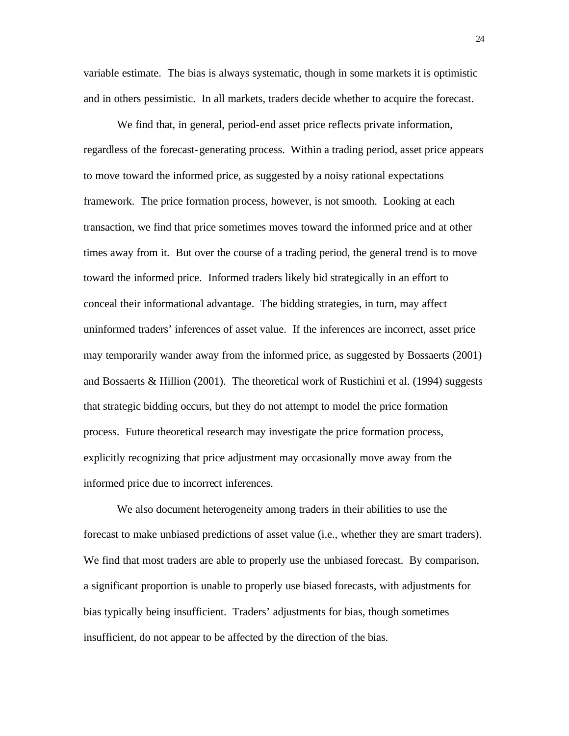variable estimate. The bias is always systematic, though in some markets it is optimistic and in others pessimistic. In all markets, traders decide whether to acquire the forecast.

We find that, in general, period-end asset price reflects private information, regardless of the forecast-generating process. Within a trading period, asset price appears to move toward the informed price, as suggested by a noisy rational expectations framework. The price formation process, however, is not smooth. Looking at each transaction, we find that price sometimes moves toward the informed price and at other times away from it. But over the course of a trading period, the general trend is to move toward the informed price. Informed traders likely bid strategically in an effort to conceal their informational advantage. The bidding strategies, in turn, may affect uninformed traders' inferences of asset value. If the inferences are incorrect, asset price may temporarily wander away from the informed price, as suggested by Bossaerts (2001) and Bossaerts & Hillion (2001). The theoretical work of Rustichini et al. (1994) suggests that strategic bidding occurs, but they do not attempt to model the price formation process. Future theoretical research may investigate the price formation process, explicitly recognizing that price adjustment may occasionally move away from the informed price due to incorrect inferences.

We also document heterogeneity among traders in their abilities to use the forecast to make unbiased predictions of asset value (i.e., whether they are smart traders). We find that most traders are able to properly use the unbiased forecast. By comparison, a significant proportion is unable to properly use biased forecasts, with adjustments for bias typically being insufficient. Traders' adjustments for bias, though sometimes insufficient, do not appear to be affected by the direction of the bias.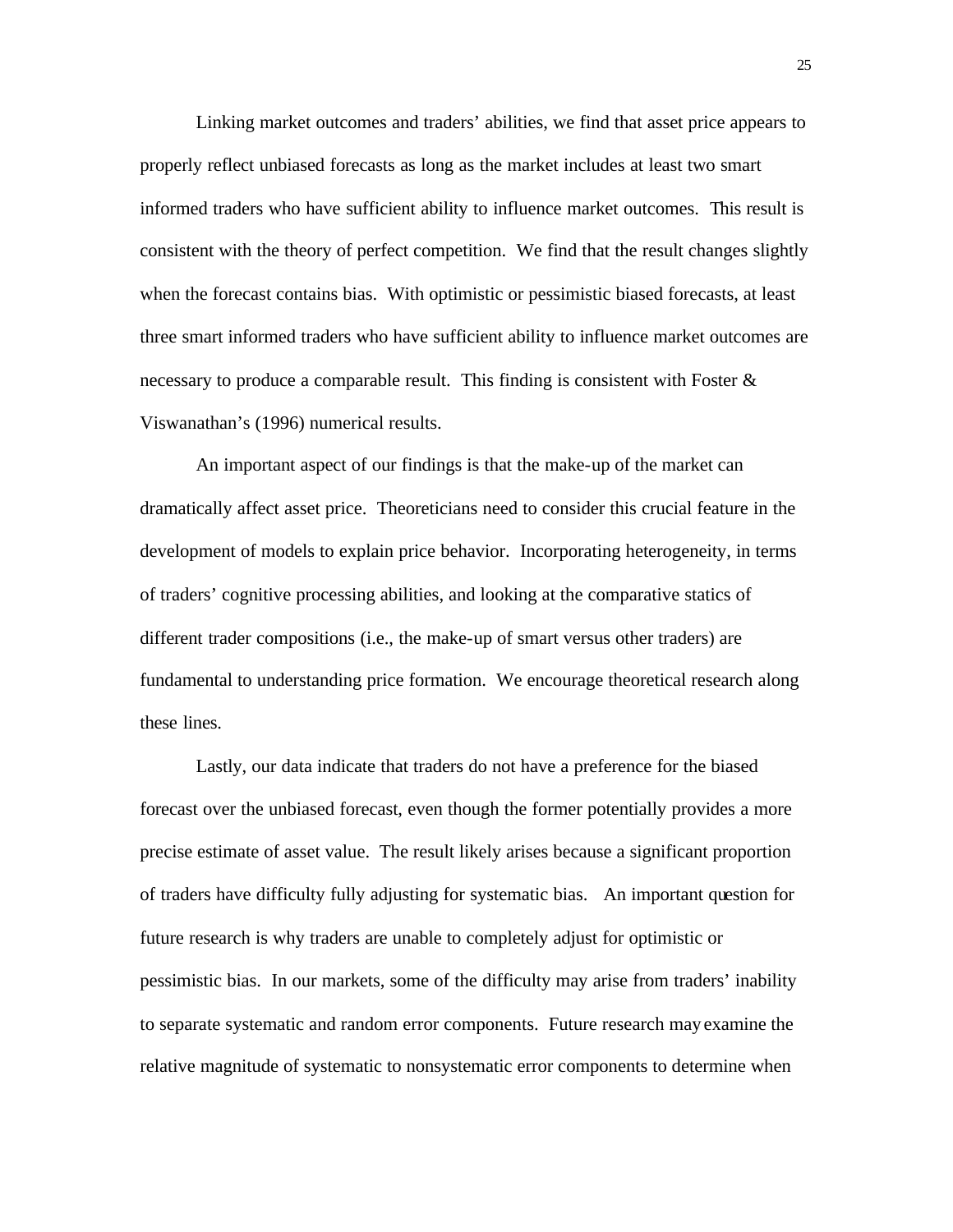Linking market outcomes and traders' abilities, we find that asset price appears to properly reflect unbiased forecasts as long as the market includes at least two smart informed traders who have sufficient ability to influence market outcomes. This result is consistent with the theory of perfect competition. We find that the result changes slightly when the forecast contains bias. With optimistic or pessimistic biased forecasts, at least three smart informed traders who have sufficient ability to influence market outcomes are necessary to produce a comparable result. This finding is consistent with Foster & Viswanathan's (1996) numerical results.

An important aspect of our findings is that the make-up of the market can dramatically affect asset price. Theoreticians need to consider this crucial feature in the development of models to explain price behavior. Incorporating heterogeneity, in terms of traders' cognitive processing abilities, and looking at the comparative statics of different trader compositions (i.e., the make-up of smart versus other traders) are fundamental to understanding price formation. We encourage theoretical research along these lines.

Lastly, our data indicate that traders do not have a preference for the biased forecast over the unbiased forecast, even though the former potentially provides a more precise estimate of asset value. The result likely arises because a significant proportion of traders have difficulty fully adjusting for systematic bias. An important question for future research is why traders are unable to completely adjust for optimistic or pessimistic bias. In our markets, some of the difficulty may arise from traders' inability to separate systematic and random error components. Future research may examine the relative magnitude of systematic to nonsystematic error components to determine when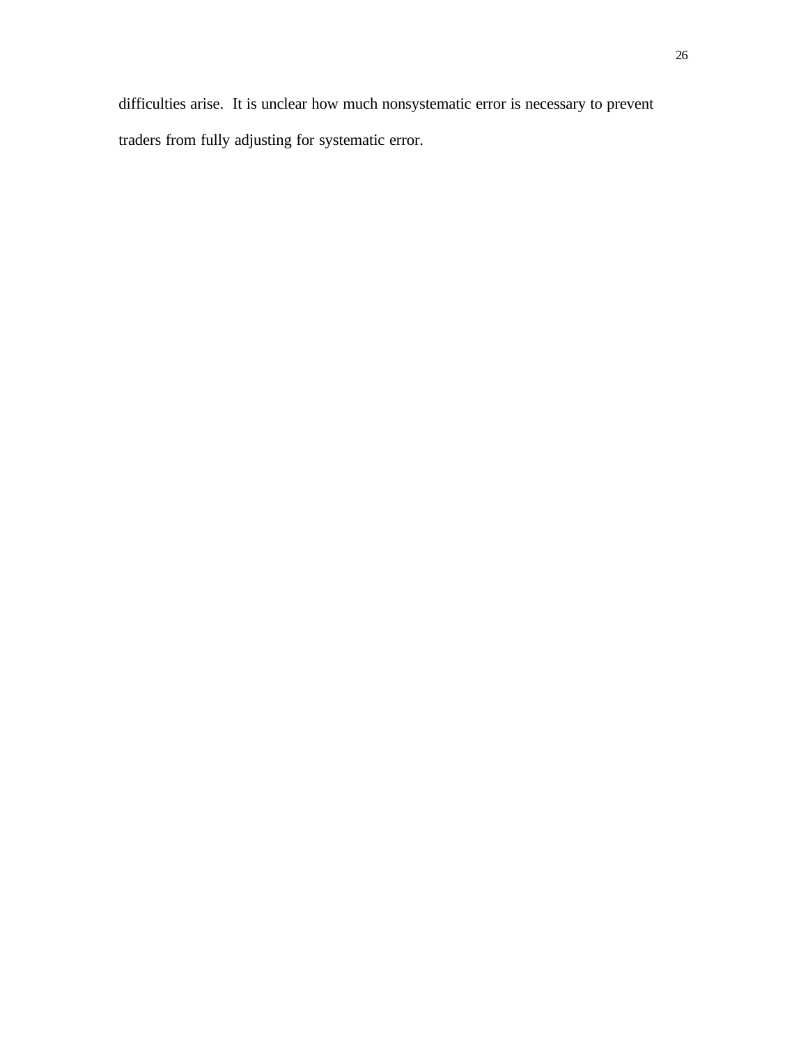difficulties arise. It is unclear how much nonsystematic error is necessary to prevent traders from fully adjusting for systematic error.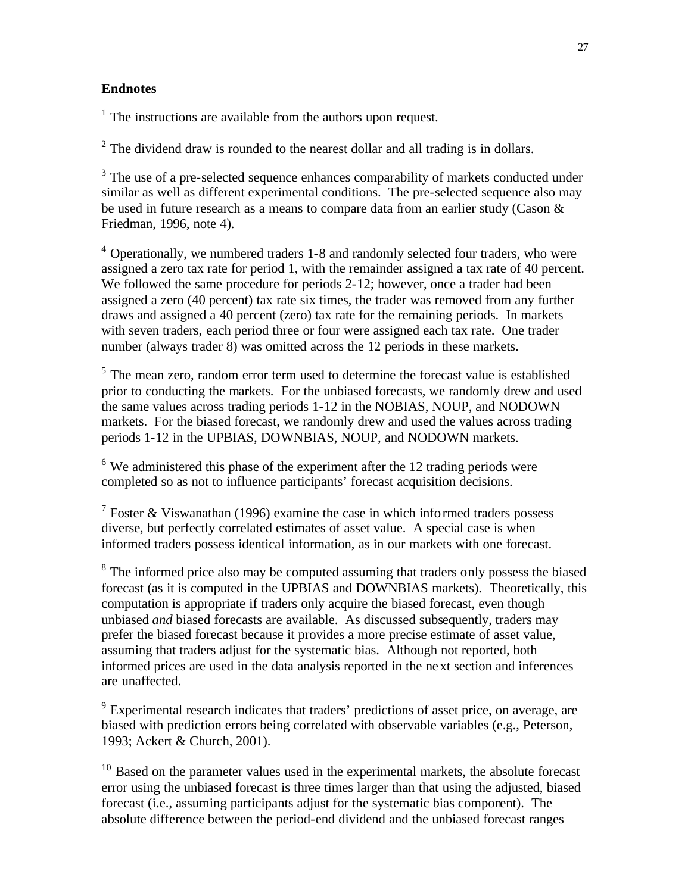## Endnotes

[1] The instructions are available from the authors upon request.

[2] The dividend draw is rounded to the nearest dollar and all trading is in dollars.

[3] The use of a pre-selected sequence enhances comparability of markets conducted under similar as well as different experimental conditions. The pre-selected sequence also may be used in future research as a means to compare data from an earlier study (Cason & Friedman, 1996, note 4).

[4] Operationally, we numbered traders 1-8 and randomly selected four traders, who were assigned a zero tax rate for period 1, with the remainder assigned a tax rate of 40 percent. We followed the same procedure for periods 2-12; however, once a trader had been assigned a zero (40 percent) tax rate six times, the trader was removed from any further draws and assigned a 40 percent (zero) tax rate for the remaining periods. In markets with seven traders, each period three or four were assigned each tax rate. One trader number (always trader 8) was omitted across the 12 periods in these markets.

[5] The mean zero, random error term used to determine the forecast value is established prior to conducting the markets. For the unbiased forecasts, we randomly drew and used the same values across trading periods 1-12 in the NOBIAS, NOUP, and NODOWN markets. For the biased forecast, we randomly drew and used the values across trading periods 1-12 in the UPBIAS, DOWNBIAS, NOUP, and NODOWN markets.

[6] We administered this phase of the experiment after the 12 trading periods were completed so as not to influence participants' forecast acquisition decisions.

[7] Foster & Viswanathan (1996) examine the case in which informed traders possess diverse, but perfectly correlated estimates of asset value. A special case is when informed traders possess identical information, as in our markets with one forecast.

[8] The informed price also may be computed assuming that traders only possess the biased forecast (as it is computed in the UPBIAS and DOWNBIAS markets). Theoretically, this computation is appropriate if traders only acquire the biased forecast, even though unbiased *and* biased forecasts are available. As discussed subsequently, traders may prefer the biased forecast because it provides a more precise estimate of asset value, assuming that traders adjust for the systematic bias. Although not reported, both informed prices are used in the data analysis reported in the next section and inferences are unaffected.

[9] Experimental research indicates that traders' predictions of asset price, on average, are biased with prediction errors being correlated with observable variables (e.g., Peterson, 1993; Ackert & Church, 2001).

[10] Based on the parameter values used in the experimental markets, the absolute forecast error using the unbiased forecast is three times larger than that using the adjusted, biased forecast (i.e., assuming participants adjust for the systematic bias component). The absolute difference between the period-end dividend and the unbiased forecast ranges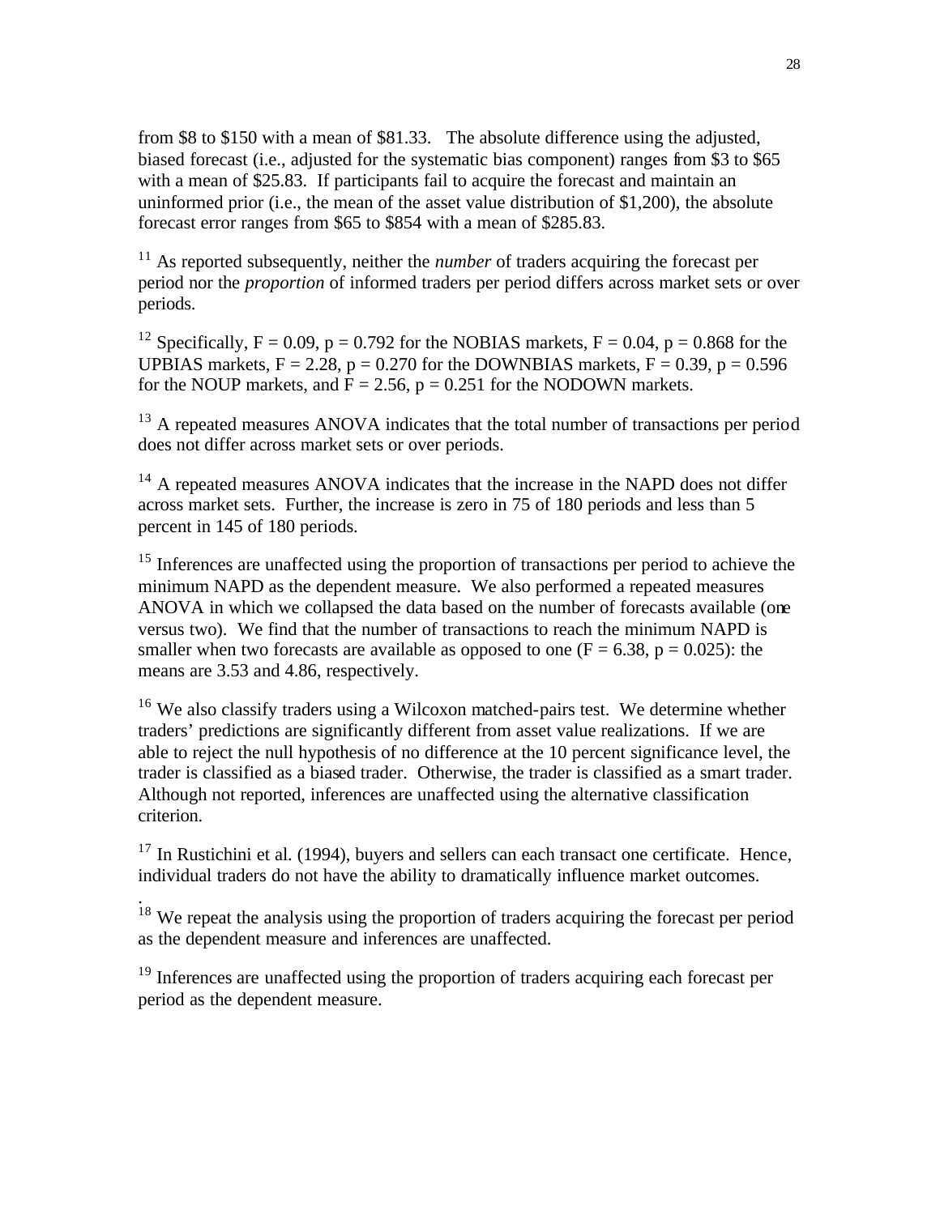from $8 to $150 with a mean of $81.33. The absolute difference using the adjusted, biased forecast (i.e., adjusted for the systematic bias component) ranges from $3 to $65 with a mean of $25.83. If participants fail to acquire the forecast and maintain an uninformed prior (i.e., the mean of the asset value distribution of $1,200), the absolute forecast error ranges from $65 to $854 with a mean of $285.83.

[11] As reported subsequently, neither the *number* of traders acquiring the forecast per period nor the *proportion* of informed traders per period differs across market sets or over periods.

[12] Specifically, $F = 0.09$, $p = 0.792$ for the NOBIAS markets, $F = 0.04$, $p = 0.868$ for the UPBIAS markets, $F = 2.28$, $p = 0.270$ for the DOWNBIAS markets, $F = 0.39$, $p = 0.596$ for the NOUP markets, and $F = 2.56$, $p = 0.251$ for the NODOWN markets.

[13] A repeated measures ANOVA indicates that the total number of transactions per period does not differ across market sets or over periods.

[14] A repeated measures ANOVA indicates that the increase in the NAPD does not differ across market sets. Further, the increase is zero in 75 of 180 periods and less than 5 percent in 145 of 180 periods.

[15] Inferences are unaffected using the proportion of transactions per period to achieve the minimum NAPD as the dependent measure. We also performed a repeated measures ANOVA in which we collapsed the data based on the number of forecasts available (one versus two). We find that the number of transactions to reach the minimum NAPD is smaller when two forecasts are available as opposed to one ($F = 6.38$, $p = 0.025$): the means are 3.53 and 4.86, respectively.

[16] We also classify traders using a Wilcoxon matched-pairs test. We determine whether traders' predictions are significantly different from asset value realizations. If we are able to reject the null hypothesis of no difference at the 10 percent significance level, the trader is classified as a biased trader. Otherwise, the trader is classified as a smart trader. Although not reported, inferences are unaffected using the alternative classification criterion.

[17] In Rustichini et al. (1994), buyers and sellers can each transact one certificate. Hence, individual traders do not have the ability to dramatically influence market outcomes.

[18] We repeat the analysis using the proportion of traders acquiring the forecast per period as the dependent measure and inferences are unaffected.

[19] Inferences are unaffected using the proportion of traders acquiring each forecast per period as the dependent measure.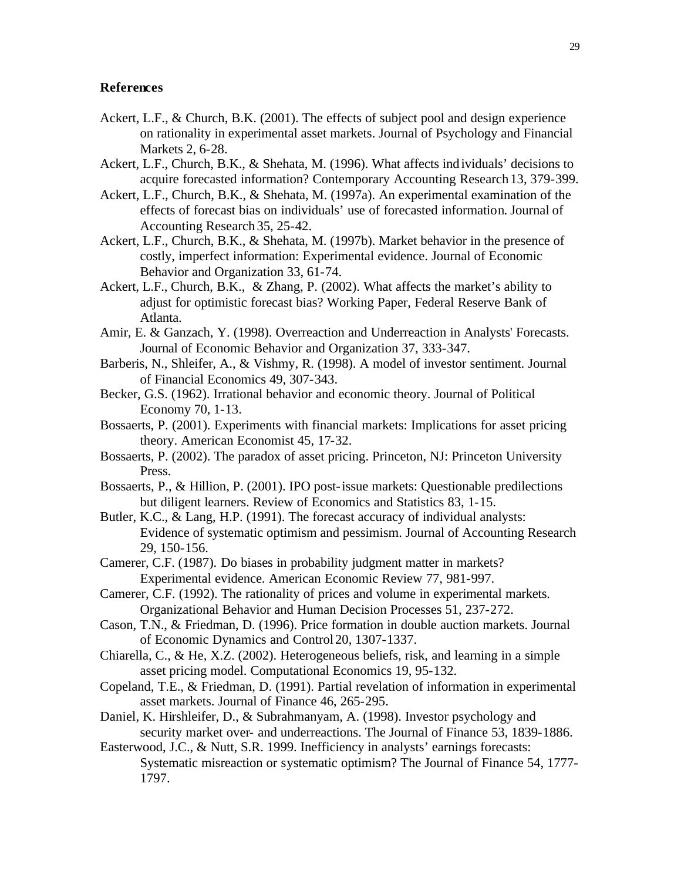**References**

Ackert, L.F., & Church, B.K. (2001). The effects of subject pool and design experience on rationality in experimental asset markets. Journal of Psychology and Financial Markets 2, 6-28.

Ackert, L.F., Church, B.K., & Shehata, M. (1996). What affects individuals' decisions to acquire forecasted information? Contemporary Accounting Research 13, 379-399.

Ackert, L.F., Church, B.K., & Shehata, M. (1997a). An experimental examination of the effects of forecast bias on individuals' use of forecasted information. Journal of Accounting Research 35, 25-42.

Ackert, L.F., Church, B.K., & Shehata, M. (1997b). Market behavior in the presence of costly, imperfect information: Experimental evidence. Journal of Economic Behavior and Organization 33, 61-74.

Ackert, L.F., Church, B.K., & Zhang, P. (2002). What affects the market's ability to adjust for optimistic forecast bias? Working Paper, Federal Reserve Bank of Atlanta.

Amir, E. & Ganzach, Y. (1998). Overreaction and Underreaction in Analysts' Forecasts. Journal of Economic Behavior and Organization 37, 333-347.

Barberis, N., Shleifer, A., & Vishmy, R. (1998). A model of investor sentiment. Journal of Financial Economics 49, 307-343.

Becker, G.S. (1962). Irrational behavior and economic theory. Journal of Political Economy 70, 1-13.

Bossaerts, P. (2001). Experiments with financial markets: Implications for asset pricing theory. American Economist 45, 17-32.

Bossaerts, P. (2002). The paradox of asset pricing. Princeton, NJ: Princeton University Press.

Bossaerts, P., & Hillion, P. (2001). IPO post-issue markets: Questionable predilections but diligent learners. Review of Economics and Statistics 83, 1-15.

Butler, K.C., & Lang, H.P. (1991). The forecast accuracy of individual analysts: Evidence of systematic optimism and pessimism. Journal of Accounting Research 29, 150-156.

Camerer, C.F. (1987). Do biases in probability judgment matter in markets? Experimental evidence. American Economic Review 77, 981-997.

Camerer, C.F. (1992). The rationality of prices and volume in experimental markets. Organizational Behavior and Human Decision Processes 51, 237-272.

Cason, T.N., & Friedman, D. (1996). Price formation in double auction markets. Journal of Economic Dynamics and Control 20, 1307-1337.

Chiarella, C., & He, X.Z. (2002). Heterogeneous beliefs, risk, and learning in a simple asset pricing model. Computational Economics 19, 95-132.

Copeland, T.E., & Friedman, D. (1991). Partial revelation of information in experimental asset markets. Journal of Finance 46, 265-295.

Daniel, K. Hirshleifer, D., & Subrahmanyam, A. (1998). Investor psychology and security market over- and underreactions. The Journal of Finance 53, 1839-1886.

Easterwood, J.C., & Nutt, S.R. 1999. Inefficiency in analysts' earnings forecasts: Systematic misreaction or systematic optimism? The Journal of Finance 54, 1777-1797.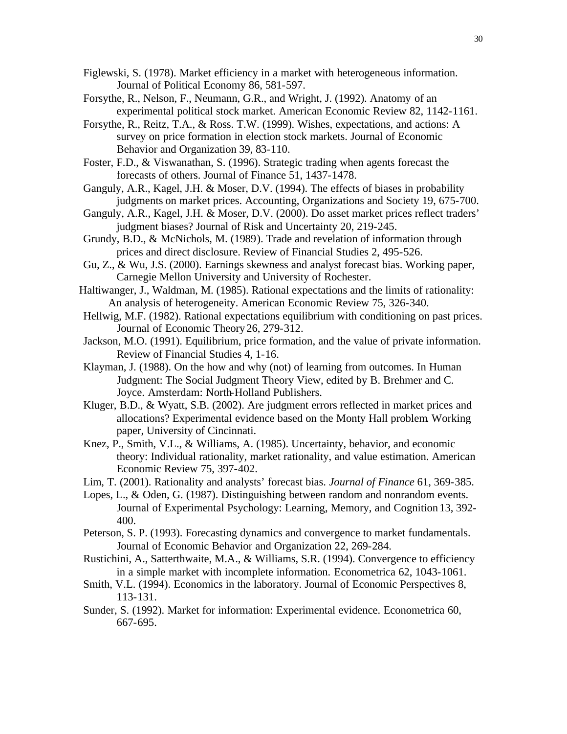Figlewski, S. (1978). Market efficiency in a market with heterogeneous information. Journal of Political Economy 86, 581-597.

Forsythe, R., Nelson, F., Neumann, G.R., and Wright, J. (1992). Anatomy of an experimental political stock market. American Economic Review 82, 1142-1161.

Forsythe, R., Reitz, T.A., & Ross. T.W. (1999). Wishes, expectations, and actions: A survey on price formation in election stock markets. Journal of Economic Behavior and Organization 39, 83-110.

Foster, F.D., & Viswanathan, S. (1996). Strategic trading when agents forecast the forecasts of others. Journal of Finance 51, 1437-1478.

Ganguly, A.R., Kagel, J.H. & Moser, D.V. (1994). The effects of biases in probability judgments on market prices. Accounting, Organizations and Society 19, 675-700.

Ganguly, A.R., Kagel, J.H. & Moser, D.V. (2000). Do asset market prices reflect traders' judgment biases? Journal of Risk and Uncertainty 20, 219-245.

Grundy, B.D., & McNichols, M. (1989). Trade and revelation of information through prices and direct disclosure. Review of Financial Studies 2, 495-526.

Gu, Z., & Wu, J.S. (2000). Earnings skewness and analyst forecast bias. Working paper, Carnegie Mellon University and University of Rochester.

Haltiwanger, J., Waldman, M. (1985). Rational expectations and the limits of rationality: An analysis of heterogeneity. American Economic Review 75, 326-340.

Hellwig, M.F. (1982). Rational expectations equilibrium with conditioning on past prices. Journal of Economic Theory 26, 279-312.

Jackson, M.O. (1991). Equilibrium, price formation, and the value of private information. Review of Financial Studies 4, 1-16.

Klayman, J. (1988). On the how and why (not) of learning from outcomes. In Human Judgment: The Social Judgment Theory View, edited by B. Brehmer and C. Joyce. Amsterdam: North-Holland Publishers.

Kluger, B.D., & Wyatt, S.B. (2002). Are judgment errors reflected in market prices and allocations? Experimental evidence based on the Monty Hall problem. Working paper, University of Cincinnati.

Knez, P., Smith, V.L., & Williams, A. (1985). Uncertainty, behavior, and economic theory: Individual rationality, market rationality, and value estimation. American Economic Review 75, 397-402.

Lim, T. (2001). Rationality and analysts' forecast bias. *Journal of Finance* 61, 369-385.

Lopes, L., & Oden, G. (1987). Distinguishing between random and nonrandom events. Journal of Experimental Psychology: Learning, Memory, and Cognition 13, 392-400.

Peterson, S. P. (1993). Forecasting dynamics and convergence to market fundamentals. Journal of Economic Behavior and Organization 22, 269-284.

Rustichini, A., Satterthwaite, M.A., & Williams, S.R. (1994). Convergence to efficiency in a simple market with incomplete information. Econometrica 62, 1043-1061.

Smith, V.L. (1994). Economics in the laboratory. Journal of Economic Perspectives 8, 113-131.

Sunder, S. (1992). Market for information: Experimental evidence. Econometrica 60, 667-695.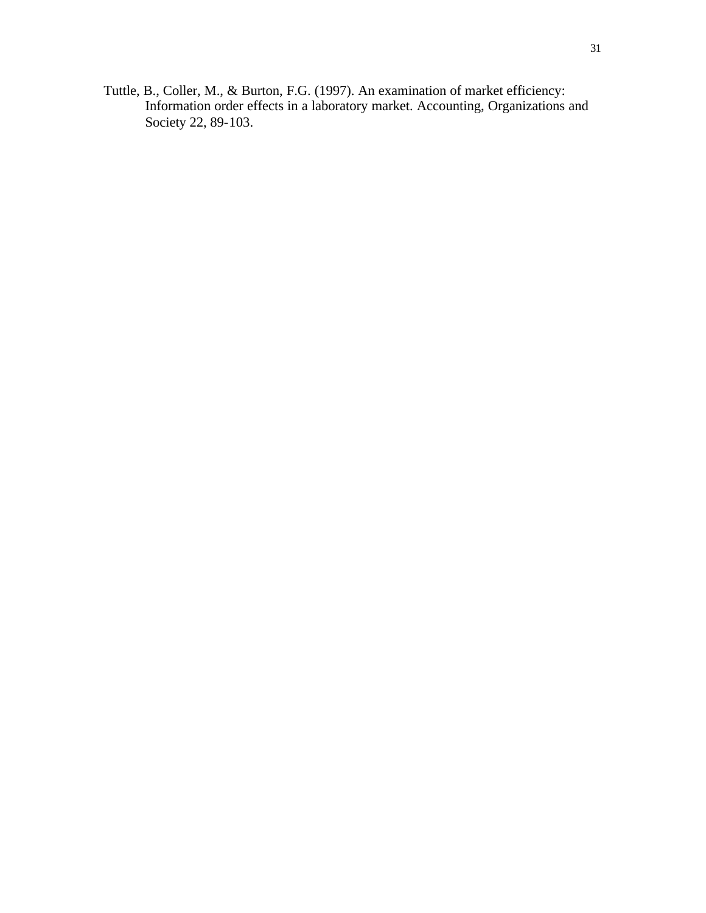Tuttle, B., Coller, M., & Burton, F.G. (1997). An examination of market efficiency: Information order effects in a laboratory market. Accounting, Organizations and Society 22, 89-103.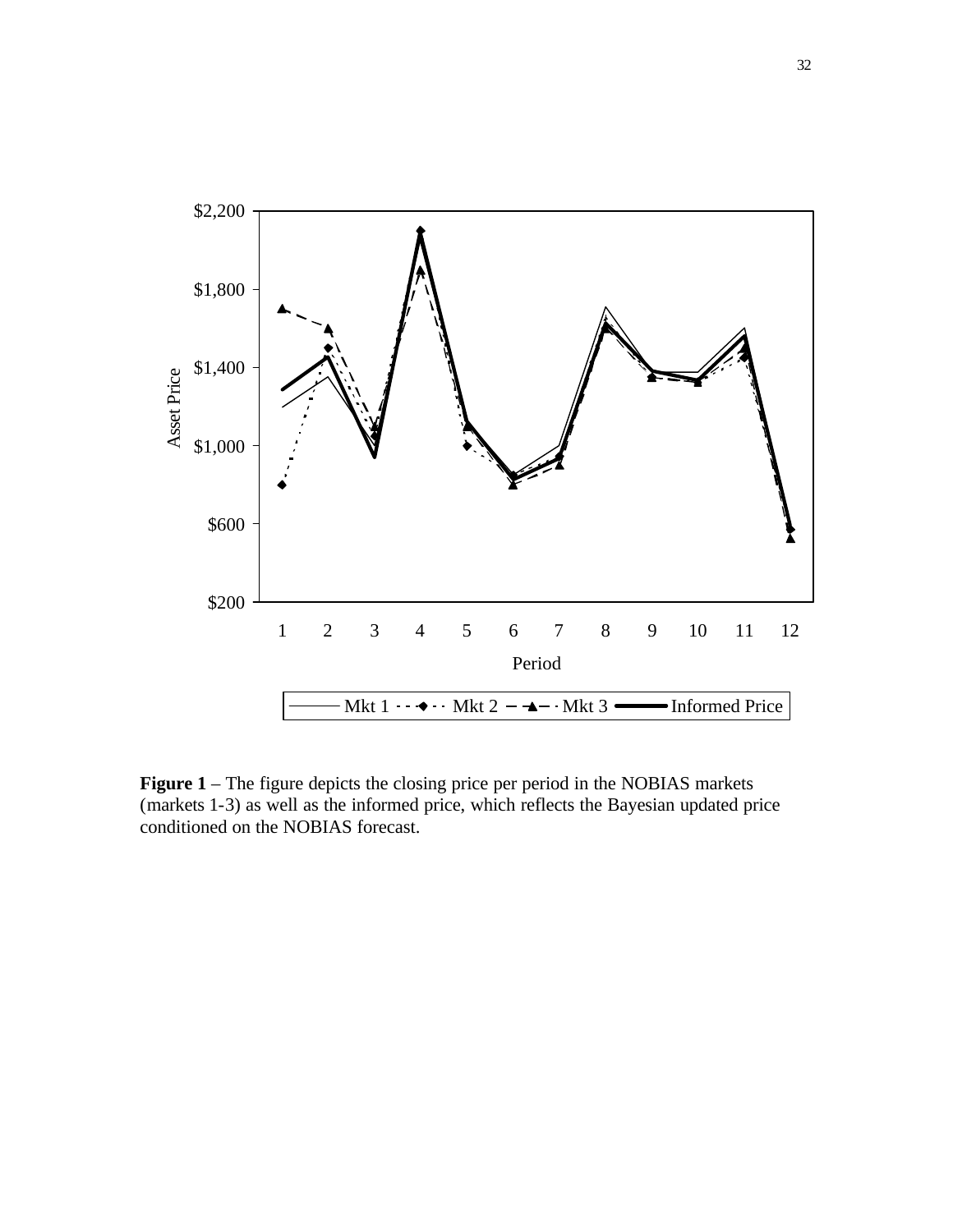**Figure 1** – The figure depicts the closing price per period in the NOBIAS markets (markets 1-3) as well as the informed price, which reflects the Bayesian updated price conditioned on the NOBIAS forecast.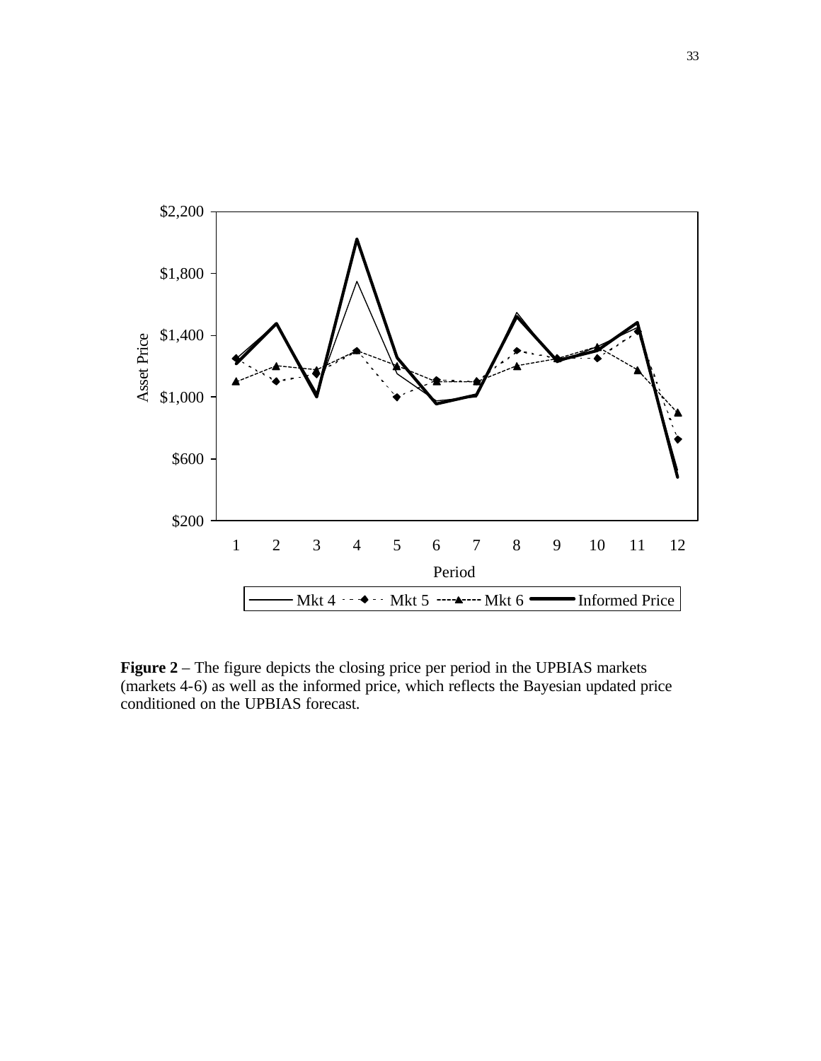**Figure 2** – The figure depicts the closing price per period in the UPBIAS markets (markets 4-6) as well as the informed price, which reflects the Bayesian updated price conditioned on the UPBIAS forecast.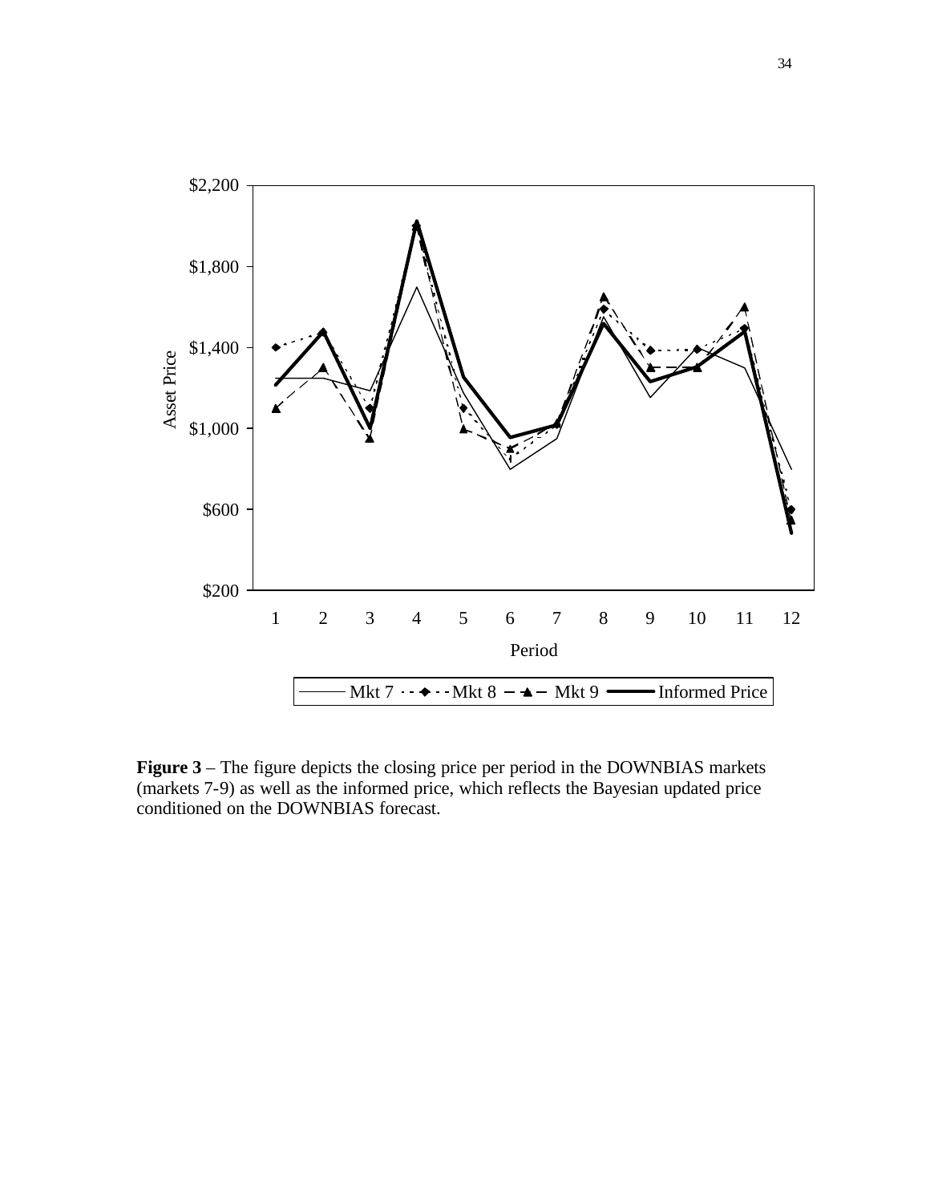**Figure 3** – The figure depicts the closing price per period in the DOWNBIAS markets (markets 7-9) as well as the informed price, which reflects the Bayesian updated price conditioned on the DOWNBIAS forecast.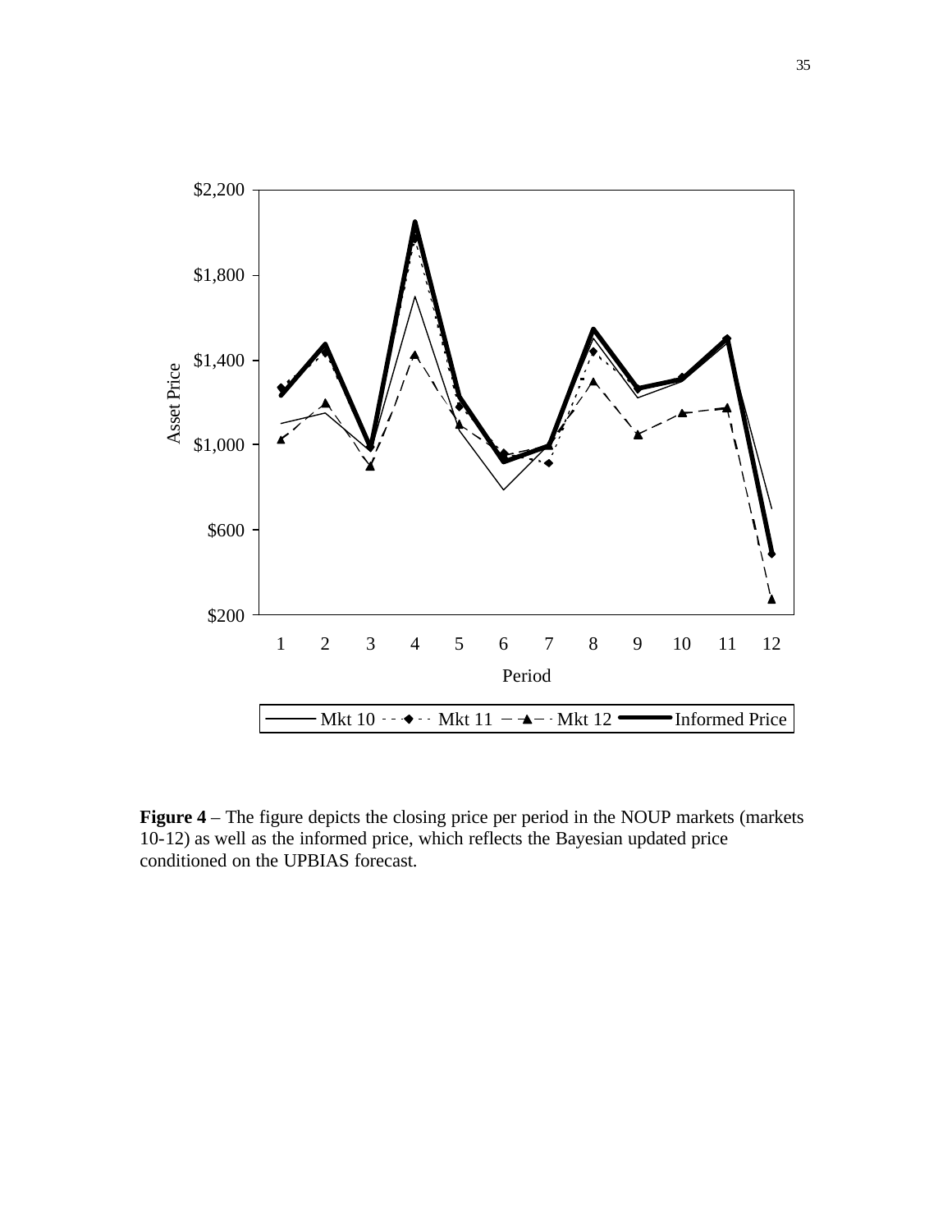**Figure 4** – The figure depicts the closing price per period in the NOUP markets (markets 10-12) as well as the informed price, which reflects the Bayesian updated price conditioned on the UPBIAS forecast.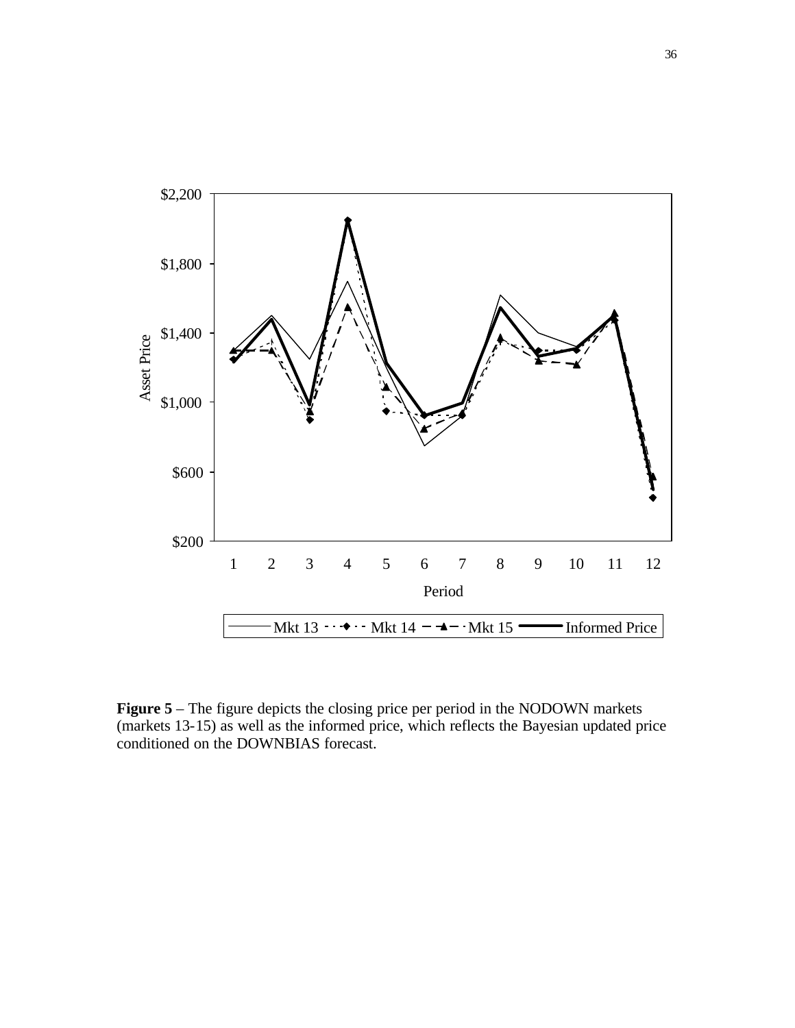**Figure 5** – The figure depicts the closing price per period in the NODOWN markets (markets 13-15) as well as the informed price, which reflects the Bayesian updated price conditioned on the DOWNBIAS forecast.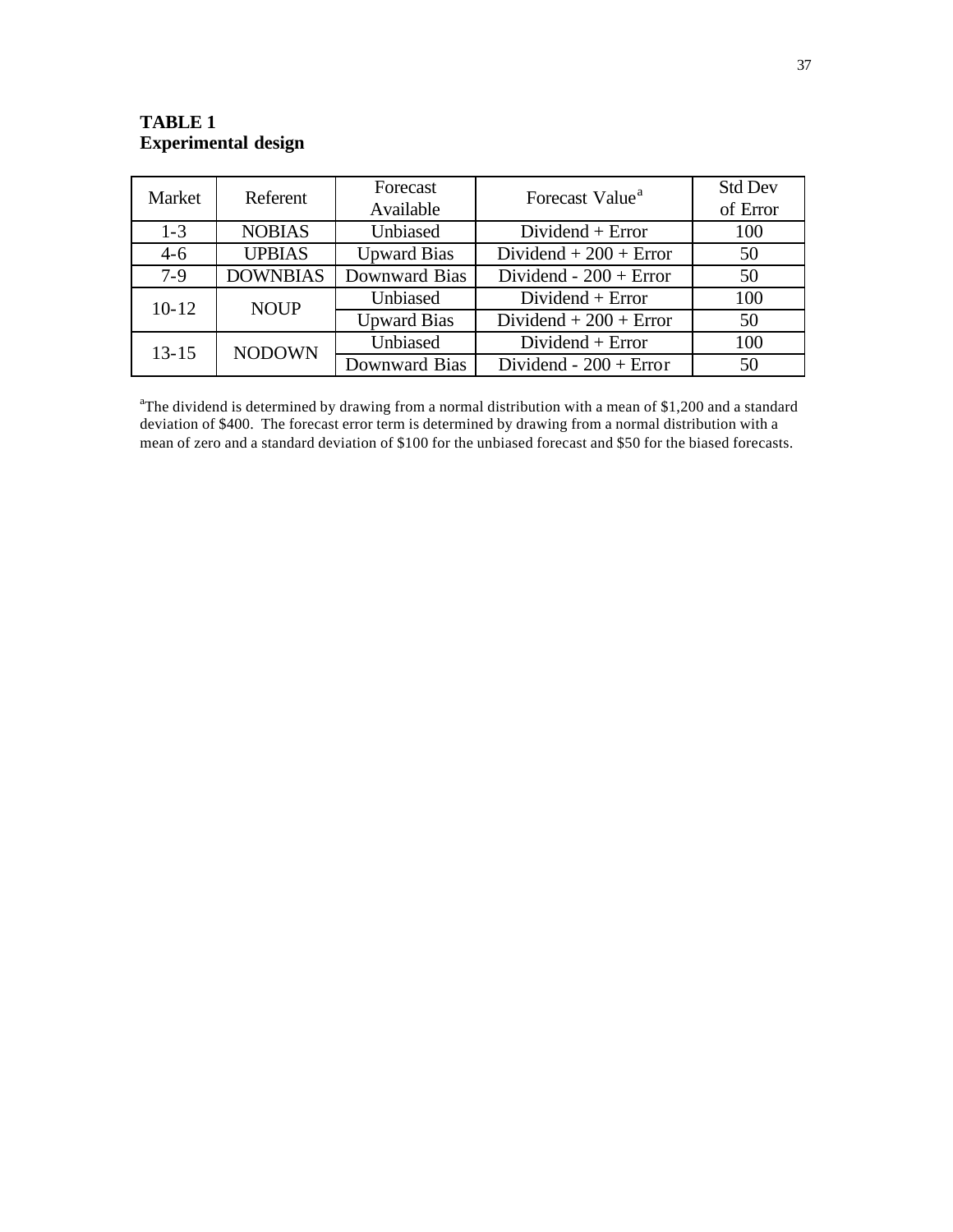**TABLE 1**
**Experimental design**

| Market | Referent | Forecast Available | Forecast Value[a] | Std Dev of Error |
|---|---|---|---|---|
| 1-3 | NOBIAS | Unbiased | Dividend + Error | 100 |
| 4-6 | UPBIAS | Upward Bias | Dividend + 200 + Error | 50 |
| 7-9 | DOWNBIAS | Downward Bias | Dividend - 200 + Error | 50 |
| 10-12 | NOUP | Unbiased | Dividend + Error | 100 |
| | | Upward Bias | Dividend + 200 + Error | 50 |
| 13-15 | NODOWN | Unbiased | Dividend + Error | 100 |
| | | Downward Bias | Dividend - 200 + Error | 50 |

[a]The dividend is determined by drawing from a normal distribution with a mean of $1,200 and a standard deviation of $400. The forecast error term is determined by drawing from a normal distribution with a mean of zero and a standard deviation of $100 for the unbiased forecast and $50 for the biased forecasts.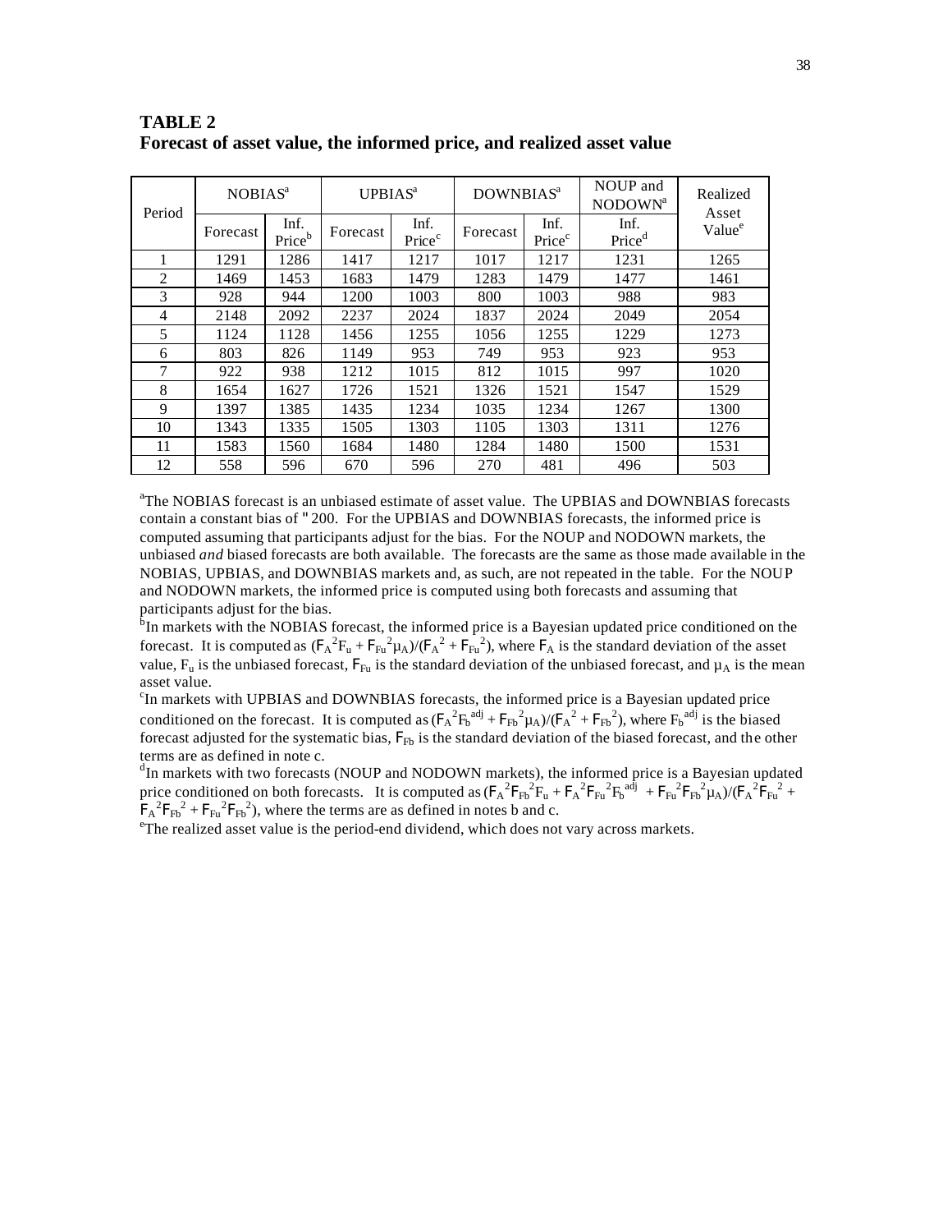**TABLE 2**
**Forecast of asset value, the informed price, and realized asset value**

| Period | NOBIAS[a] | | UPBIAS[a] | | DOWNBIAS[a] | | NOUP and NODOWN[a] | Realized Asset Value[e] |
|---|---|---|---|---|---|---|---|---|
| | Forecast | Inf. Price[b] | Forecast | Inf. Price[c] | Forecast | Inf. Price[c] | Inf. Price[d] | |
| 1 | 1291 | 1286 | 1417 | 1217 | 1017 | 1217 | 1231 | 1265 |
| 2 | 1469 | 1453 | 1683 | 1479 | 1283 | 1479 | 1477 | 1461 |
| 3 | 928 | 944 | 1200 | 1003 | 800 | 1003 | 988 | 983 |
| 4 | 2148 | 2092 | 2237 | 2024 | 1837 | 2024 | 2049 | 2054 |
| 5 | 1124 | 1128 | 1456 | 1255 | 1056 | 1255 | 1229 | 1273 |
| 6 | 803 | 826 | 1149 | 953 | 749 | 953 | 923 | 953 |
| 7 | 922 | 938 | 1212 | 1015 | 812 | 1015 | 997 | 1020 |
| 8 | 1654 | 1627 | 1726 | 1521 | 1326 | 1521 | 1547 | 1529 |
| 9 | 1397 | 1385 | 1435 | 1234 | 1035 | 1234 | 1267 | 1300 |
| 10 | 1343 | 1335 | 1505 | 1303 | 1105 | 1303 | 1311 | 1276 |
| 11 | 1583 | 1560 | 1684 | 1480 | 1284 | 1480 | 1500 | 1531 |
| 12 | 558 | 596 | 670 | 596 | 270 | 481 | 496 | 503 |

[a]The NOBIAS forecast is an unbiased estimate of asset value. The UPBIAS and DOWNBIAS forecasts contain a constant bias of $\pm$ 200. For the UPBIAS and DOWNBIAS forecasts, the informed price is computed assuming that participants adjust for the bias. For the NOUP and NODOWN markets, the unbiased *and* biased forecasts are both available. The forecasts are the same as those made available in the NOBIAS, UPBIAS, and DOWNBIAS markets and, as such, are not repeated in the table. For the NOUP and NODOWN markets, the informed price is computed using both forecasts and assuming that participants adjust for the bias.

[b]In markets with the NOBIAS forecast, the informed price is a Bayesian updated price conditioned on the forecast. It is computed as $(\sigma_A^2 F_u + \sigma_{Fu}^2 \mu_A)/(\sigma_A^2 + \sigma_{Fu}^2)$, where $\sigma_A$ is the standard deviation of the asset value, $F_u$ is the unbiased forecast, $\sigma_{Fu}$ is the standard deviation of the unbiased forecast, and $\mu_A$ is the mean asset value.

[c]In markets with UPBIAS and DOWNBIAS forecasts, the informed price is a Bayesian updated price conditioned on the forecast. It is computed as $(\sigma_A^2 F_b^{adj} + \sigma_{Fb}^2 \mu_A)/(\sigma_A^2 + \sigma_{Fb}^2)$, where $F_b^{adj}$ is the biased forecast adjusted for the systematic bias, $\sigma_{Fb}$ is the standard deviation of the biased forecast, and the other terms are as defined in note c.

[d]In markets with two forecasts (NOUP and NODOWN markets), the informed price is a Bayesian updated price conditioned on both forecasts. It is computed as $(\sigma_A^2 \sigma_{Fb}^2 F_u + \sigma_A^2 \sigma_{Fu}^2 F_b^{adj} + \sigma_{Fu}^2 \sigma_{Fb}^2 \mu_A)/(\sigma_A^2 \sigma_{Fu}^2 + \sigma_A^2 \sigma_{Fb}^2 + \sigma_{Fu}^2 \sigma_{Fb}^2)$, where the terms are as defined in notes b and c.

[e]The realized asset value is the period-end dividend, which does not vary across markets.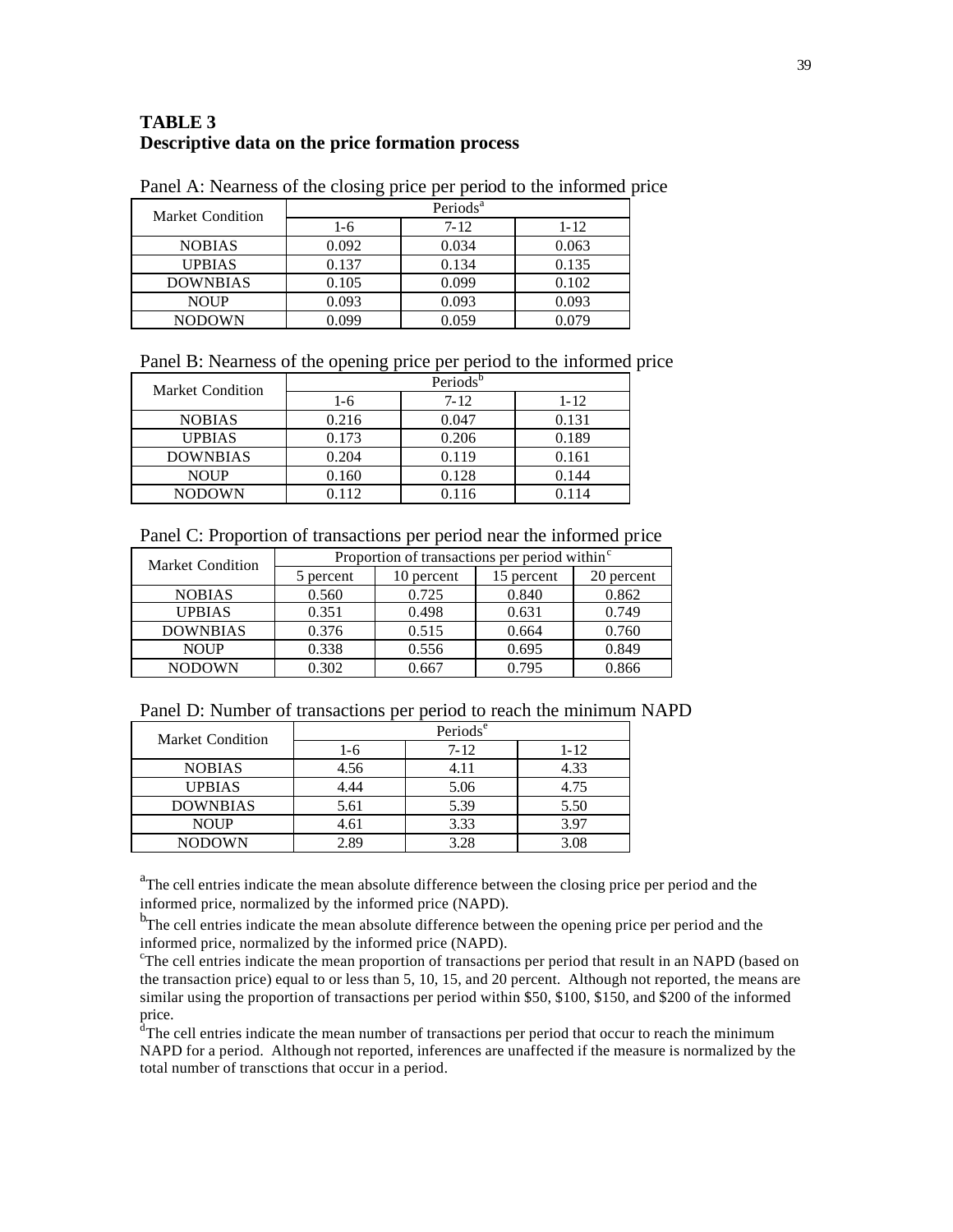**TABLE 3**
**Descriptive data on the price formation process**

Panel A: Nearness of the closing price per period to the informed price

| Market Condition | Periods[a] | | |
|---|---|---|---|
| | 1-6 | 7-12 | 1-12 |
| NOBIAS | 0.092 | 0.034 | 0.063 |
| UPBIAS | 0.137 | 0.134 | 0.135 |
| DOWNBIAS | 0.105 | 0.099 | 0.102 |
| NOUP | 0.093 | 0.093 | 0.093 |
| NODOWN | 0.099 | 0.059 | 0.079 |

Panel B: Nearness of the opening price per period to the informed price

| Market Condition | Periods[b] | | |
|---|---|---|---|
| | 1-6 | 7-12 | 1-12 |
| NOBIAS | 0.216 | 0.047 | 0.131 |
| UPBIAS | 0.173 | 0.206 | 0.189 |
| DOWNBIAS | 0.204 | 0.119 | 0.161 |
| NOUP | 0.160 | 0.128 | 0.144 |
| NODOWN | 0.112 | 0.116 | 0.114 |

Panel C: Proportion of transactions per period near the informed price

| Market Condition | Proportion of transactions per period within[c] | | | |
|---|---|---|---|---|
| | 5 percent | 10 percent | 15 percent | 20 percent |
| NOBIAS | 0.560 | 0.725 | 0.840 | 0.862 |
| UPBIAS | 0.351 | 0.498 | 0.631 | 0.749 |
| DOWNBIAS | 0.376 | 0.515 | 0.664 | 0.760 |
| NOUP | 0.338 | 0.556 | 0.695 | 0.849 |
| NODOWN | 0.302 | 0.667 | 0.795 | 0.866 |

Panel D: Number of transactions per period to reach the minimum NAPD

| Market Condition | Periods[e] | | |
|---|---|---|---|
| | 1-6 | 7-12 | 1-12 |
| NOBIAS | 4.56 | 4.11 | 4.33 |
| UPBIAS | 4.44 | 5.06 | 4.75 |
| DOWNBIAS | 5.61 | 5.39 | 5.50 |
| NOUP | 4.61 | 3.33 | 3.97 |
| NODOWN | 2.89 | 3.28 | 3.08 |

[a]The cell entries indicate the mean absolute difference between the closing price per period and the informed price, normalized by the informed price (NAPD).

[b]The cell entries indicate the mean absolute difference between the opening price per period and the informed price, normalized by the informed price (NAPD).

[c]The cell entries indicate the mean proportion of transactions per period that result in an NAPD (based on the transaction price) equal to or less than 5, 10, 15, and 20 percent. Although not reported, the means are similar using the proportion of transactions per period within $50, $100, $150, and $200 of the informed price.

[d]The cell entries indicate the mean number of transactions per period that occur to reach the minimum NAPD for a period. Although not reported, inferences are unaffected if the measure is normalized by the total number of transctions that occur in a period.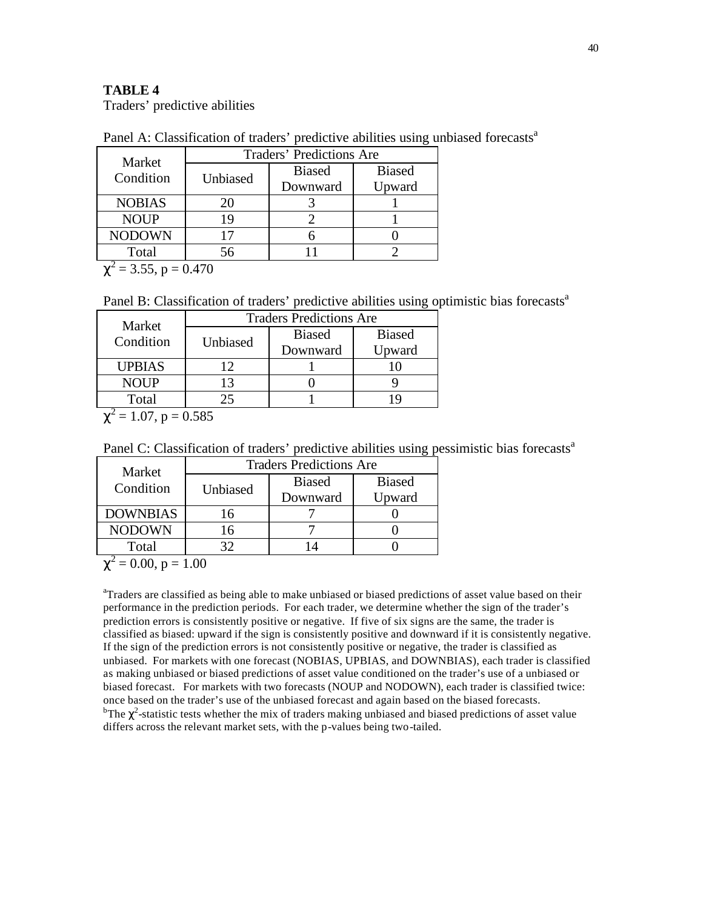**TABLE 4**

Traders' predictive abilities

Panel A: Classification of traders' predictive abilities using unbiased forecasts[a]

| Market Condition | Traders' Predictions Are | | |
|---|---|---|---|
| | Unbiased | Biased Downward | Biased Upward |
| NOBIAS | 20 | 3 | 1 |
| NOUP | 19 | 2 | 1 |
| NODOWN | 17 | 6 | 0 |
| Total | 56 | 11 | 2 |

$\chi^2 = 3.55$, $p = 0.470$

Panel B: Classification of traders' predictive abilities using optimistic bias forecasts[a]

| Market Condition | Traders Predictions Are | | |
|---|---|---|---|
| | Unbiased | Biased Downward | Biased Upward |
| UPBIAS | 12 | 1 | 10 |
| NOUP | 13 | 0 | 9 |
| Total | 25 | 1 | 19 |

$\chi^2 = 1.07$, $p = 0.585$

Panel C: Classification of traders' predictive abilities using pessimistic bias forecasts[a]

| Market Condition | Traders Predictions Are | | |
|---|---|---|---|
| | Unbiased | Biased Downward | Biased Upward |
| DOWNBIAS | 16 | 7 | 0 |
| NODOWN | 16 | 7 | 0 |
| Total | 32 | 14 | 0 |

$\chi^2 = 0.00$, $p = 1.00$

[a]Traders are classified as being able to make unbiased or biased predictions of asset value based on their performance in the prediction periods. For each trader, we determine whether the sign of the trader's prediction errors is consistently positive or negative. If five of six signs are the same, the trader is classified as biased: upward if the sign is consistently positive and downward if it is consistently negative. If the sign of the prediction errors is not consistently positive or negative, the trader is classified as unbiased. For markets with one forecast (NOBIAS, UPBIAS, and DOWNBIAS), each trader is classified as making unbiased or biased predictions of asset value conditioned on the trader's use of a unbiased or biased forecast. For markets with two forecasts (NOUP and NODOWN), each trader is classified twice: once based on the trader's use of the unbiased forecast and again based on the biased forecasts.

[b]The $\chi^2$-statistic tests whether the mix of traders making unbiased and biased predictions of asset value differs across the relevant market sets, with the p-values being two-tailed.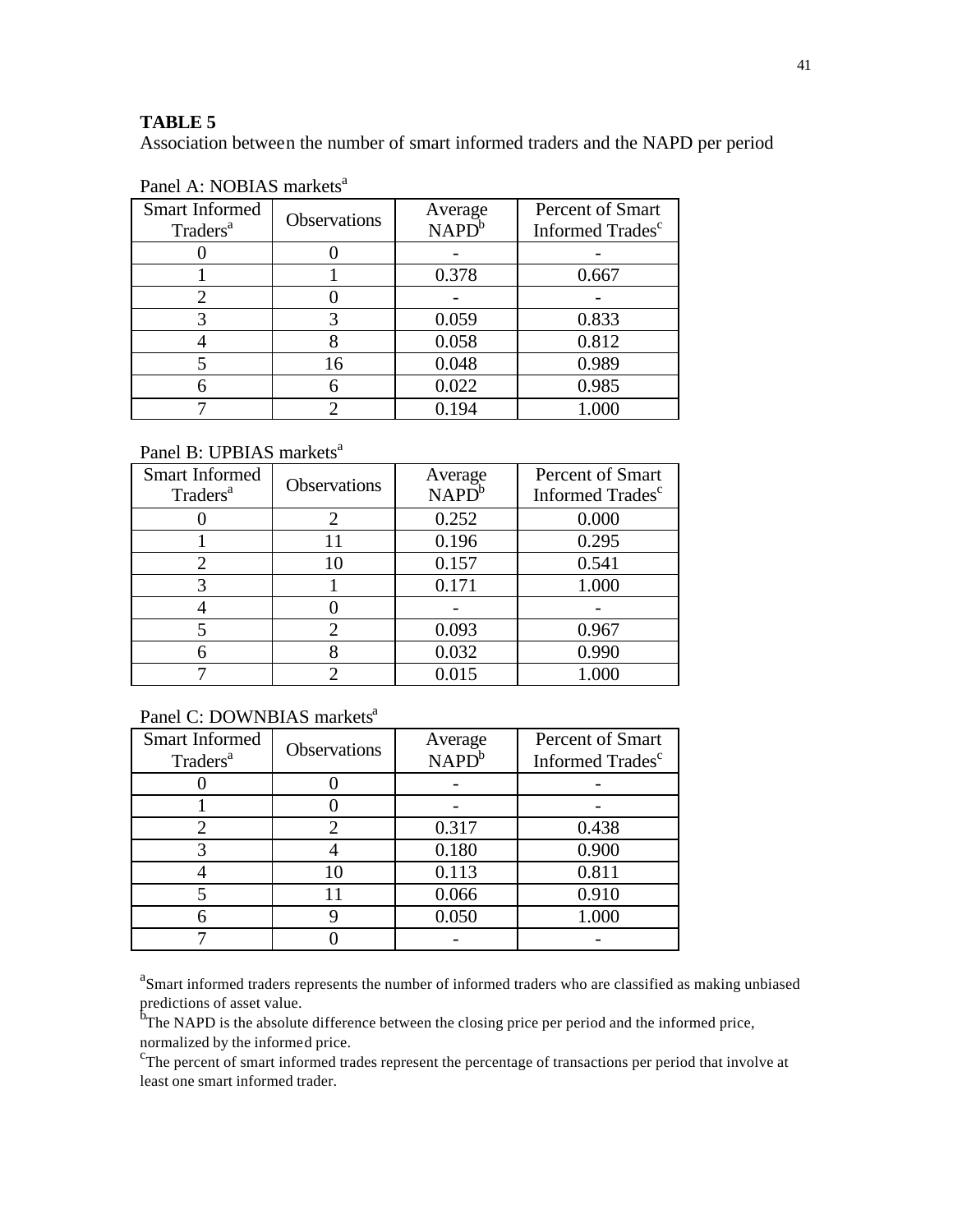**TABLE 5**

Association between the number of smart informed traders and the NAPD per period

Panel A: NOBIAS markets[a]

| Smart Informed Traders[a] | Observations | Average NAPD[b] | Percent of Smart Informed Trades[c] |
|---|---|---|---|
| 0 | 0 | - | - |
| 1 | 1 | 0.378 | 0.667 |
| 2 | 0 | - | - |
| 3 | 3 | 0.059 | 0.833 |
| 4 | 8 | 0.058 | 0.812 |
| 5 | 16 | 0.048 | 0.989 |
| 6 | 6 | 0.022 | 0.985 |
| 7 | 2 | 0.194 | 1.000 |

Panel B: UPBIAS markets[a]

| Smart Informed Traders[a] | Observations | Average NAPD[b] | Percent of Smart Informed Trades[c] |
|---|---|---|---|
| 0 | 2 | 0.252 | 0.000 |
| 1 | 11 | 0.196 | 0.295 |
| 2 | 10 | 0.157 | 0.541 |
| 3 | 1 | 0.171 | 1.000 |
| 4 | 0 | - | - |
| 5 | 2 | 0.093 | 0.967 |
| 6 | 8 | 0.032 | 0.990 |
| 7 | 2 | 0.015 | 1.000 |

Panel C: DOWNBIAS markets[a]

| Smart Informed Traders[a] | Observations | Average NAPD[b] | Percent of Smart Informed Trades[c] |
|---|---|---|---|
| 0 | 0 | - | - |
| 1 | 0 | - | - |
| 2 | 2 | 0.317 | 0.438 |
| 3 | 4 | 0.180 | 0.900 |
| 4 | 10 | 0.113 | 0.811 |
| 5 | 11 | 0.066 | 0.910 |
| 6 | 9 | 0.050 | 1.000 |
| 7 | 0 | - | - |

[a]Smart informed traders represents the number of informed traders who are classified as making unbiased predictions of asset value.

[b]The NAPD is the absolute difference between the closing price per period and the informed price, normalized by the informed price.

[c]The percent of smart informed trades represent the percentage of transactions per period that involve at least one smart informed trader.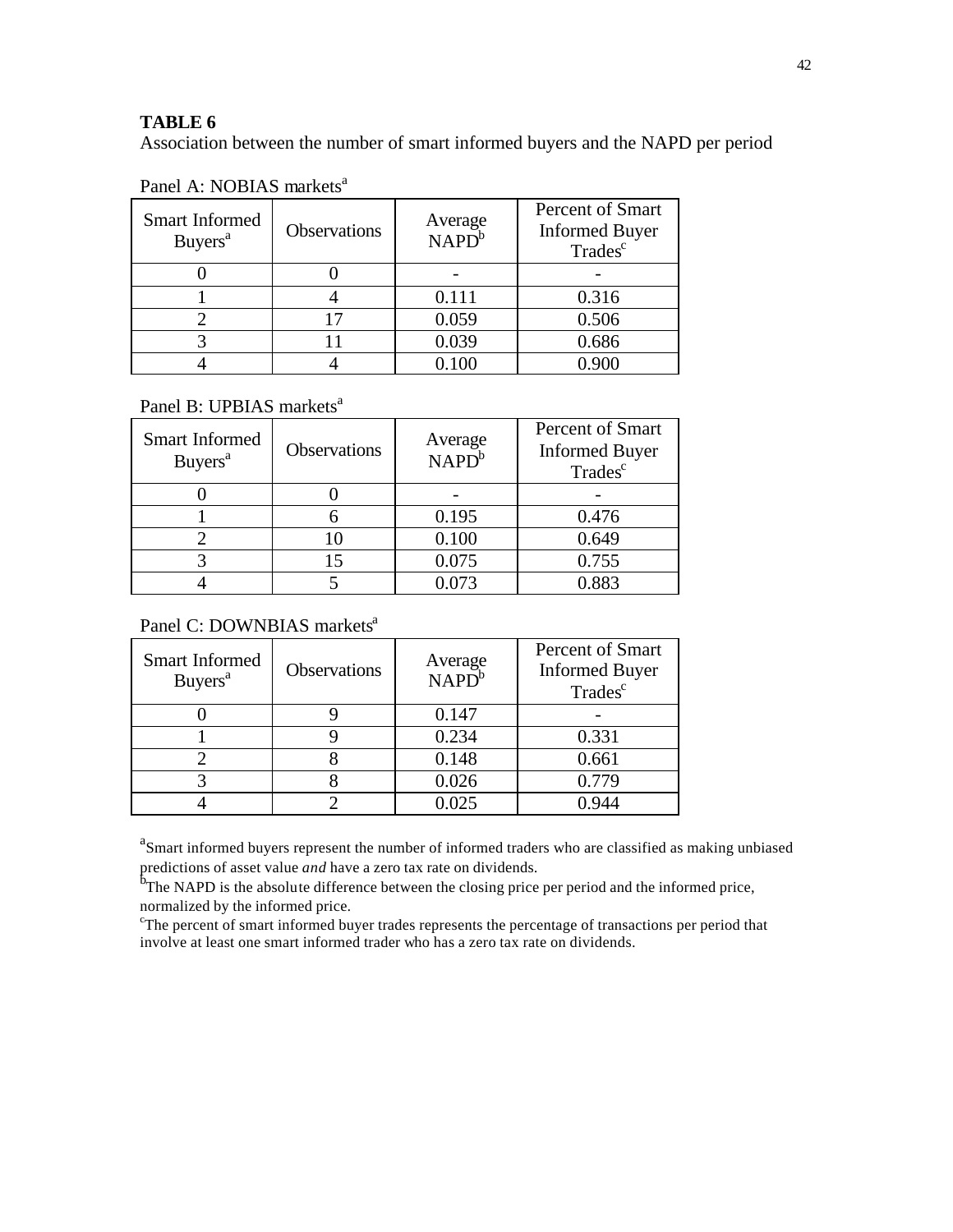**TABLE 6**

Association between the number of smart informed buyers and the NAPD per period

Panel A: NOBIAS markets[a]

| Smart Informed Buyers[a] | Observations | Average NAPD[b] | Percent of Smart Informed Buyer Trades[c] |
|---|---|---|---|
| 0 | 0 | - | - |
| 1 | 4 | 0.111 | 0.316 |
| 2 | 17 | 0.059 | 0.506 |
| 3 | 11 | 0.039 | 0.686 |
| 4 | 4 | 0.100 | 0.900 |

Panel B: UPBIAS markets[a]

| Smart Informed Buyers[a] | Observations | Average NAPD[b] | Percent of Smart Informed Buyer Trades[c] |
|---|---|---|---|
| 0 | 0 | - | - |
| 1 | 6 | 0.195 | 0.476 |
| 2 | 10 | 0.100 | 0.649 |
| 3 | 15 | 0.075 | 0.755 |
| 4 | 5 | 0.073 | 0.883 |

Panel C: DOWNBIAS markets[a]

| Smart Informed Buyers[a] | Observations | Average NAPD[b] | Percent of Smart Informed Buyer Trades[c] |
|---|---|---|---|
| 0 | 9 | 0.147 | - |
| 1 | 9 | 0.234 | 0.331 |
| 2 | 8 | 0.148 | 0.661 |
| 3 | 8 | 0.026 | 0.779 |
| 4 | 2 | 0.025 | 0.944 |

[a]Smart informed buyers represent the number of informed traders who are classified as making unbiased predictions of asset value *and* have a zero tax rate on dividends.
[b]The NAPD is the absolute difference between the closing price per period and the informed price, normalized by the informed price.
[c]The percent of smart informed buyer trades represents the percentage of transactions per period that involve at least one smart informed trader who has a zero tax rate on dividends.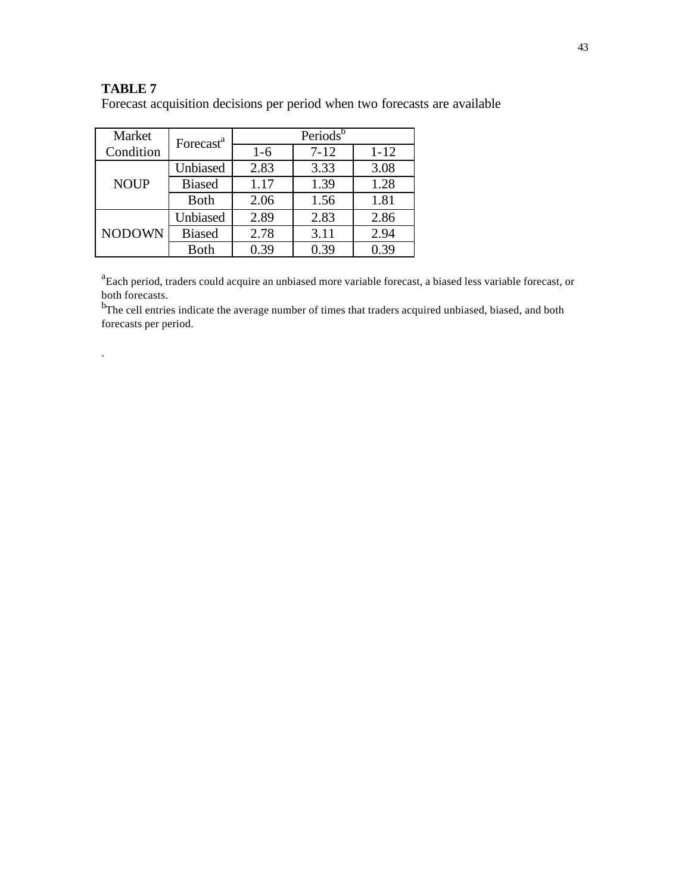**TABLE 7**

Forecast acquisition decisions per period when two forecasts are available

| Market Condition | Forecast[a] | Periods[b] | | |
|---|---|---|---|---|
| | | 1-6 | 7-12 | 1-12 |
| NOUP | Unbiased | 2.83 | 3.33 | 3.08 |
| | Biased | 1.17 | 1.39 | 1.28 |
| | Both | 2.06 | 1.56 | 1.81 |
| NODOWN | Unbiased | 2.89 | 2.83 | 2.86 |
| | Biased | 2.78 | 3.11 | 2.94 |
| | Both | 0.39 | 0.39 | 0.39 |

[a]Each period, traders could acquire an unbiased more variable forecast, a biased less variable forecast, or both forecasts.

[b]The cell entries indicate the average number of times that traders acquired unbiased, biased, and both forecasts per period.

.